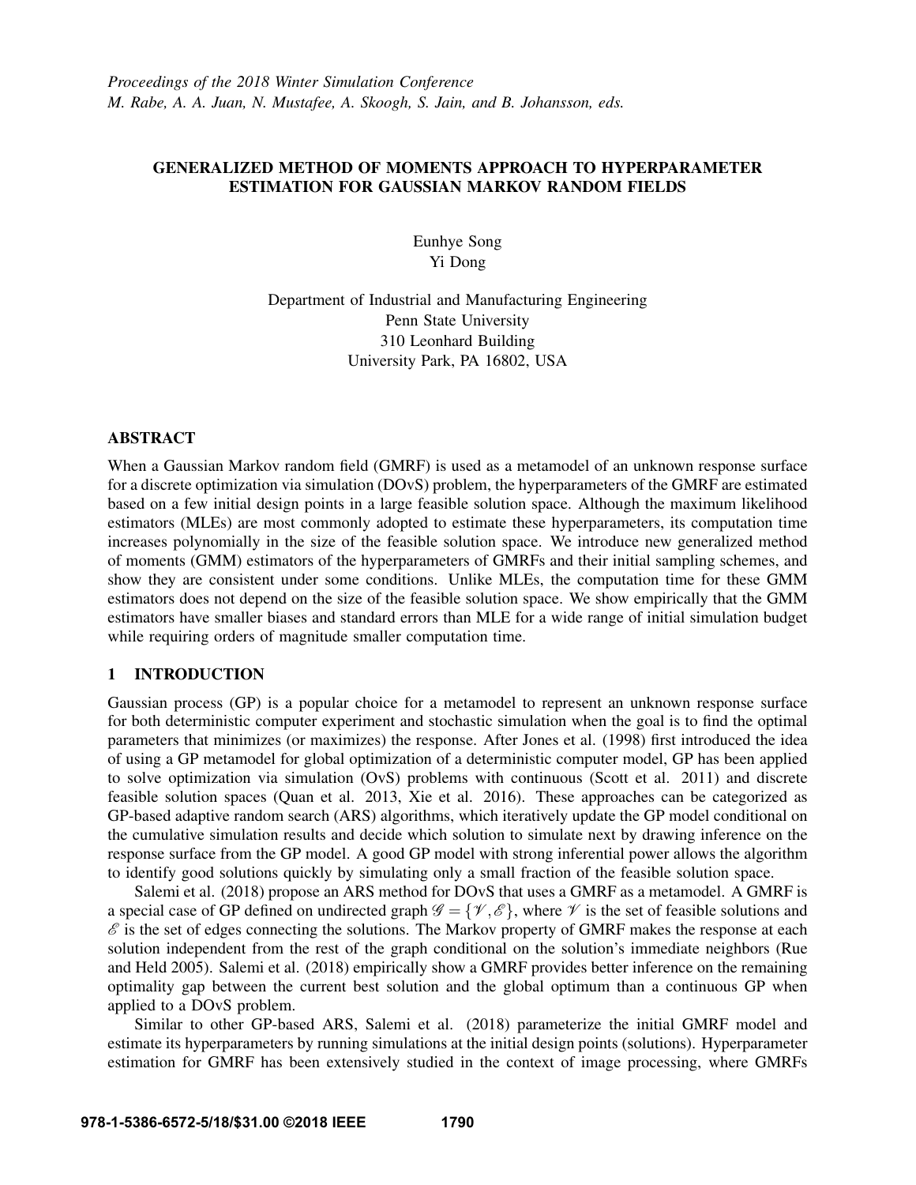*Proceedings of the 2018 Winter Simulation Conference*
*M. Rabe, A. A. Juan, N. Mustafee, A. Skoogh, S. Jain, and B. Johansson, eds.*

# GENERALIZED METHOD OF MOMENTS APPROACH TO HYPERPARAMETER ESTIMATION FOR GAUSSIAN MARKOV RANDOM FIELDS

Eunhye Song
Yi Dong

Department of Industrial and Manufacturing Engineering
Penn State University
310 Leonhard Building
University Park, PA 16802, USA

## ABSTRACT

When a Gaussian Markov random field (GMRF) is used as a metamodel of an unknown response surface for a discrete optimization via simulation (DOvS) problem, the hyperparameters of the GMRF are estimated based on a few initial design points in a large feasible solution space. Although the maximum likelihood estimators (MLEs) are most commonly adopted to estimate these hyperparameters, its computation time increases polynomially in the size of the feasible solution space. We introduce new generalized method of moments (GMM) estimators of the hyperparameters of GMRFs and their initial sampling schemes, and show they are consistent under some conditions. Unlike MLEs, the computation time for these GMM estimators does not depend on the size of the feasible solution space. We show empirically that the GMM estimators have smaller biases and standard errors than MLE for a wide range of initial simulation budget while requiring orders of magnitude smaller computation time.

## 1 INTRODUCTION

Gaussian process (GP) is a popular choice for a metamodel to represent an unknown response surface for both deterministic computer experiment and stochastic simulation when the goal is to find the optimal parameters that minimizes (or maximizes) the response. After Jones et al. (1998) first introduced the idea of using a GP metamodel for global optimization of a deterministic computer model, GP has been applied to solve optimization via simulation (OvS) problems with continuous (Scott et al. 2011) and discrete feasible solution spaces (Quan et al. 2013, Xie et al. 2016). These approaches can be categorized as GP-based adaptive random search (ARS) algorithms, which iteratively update the GP model conditional on the cumulative simulation results and decide which solution to simulate next by drawing inference on the response surface from the GP model. A good GP model with strong inferential power allows the algorithm to identify good solutions quickly by simulating only a small fraction of the feasible solution space.

Salemi et al. (2018) propose an ARS method for DOvS that uses a GMRF as a metamodel. A GMRF is a special case of GP defined on undirected graph $\mathscr{G} = \{\mathscr{V}, \mathscr{E}\}$, where $\mathscr{V}$ is the set of feasible solutions and $\mathscr{E}$ is the set of edges connecting the solutions. The Markov property of GMRF makes the response at each solution independent from the rest of the graph conditional on the solution's immediate neighbors (Rue and Held 2005). Salemi et al. (2018) empirically show a GMRF provides better inference on the remaining optimality gap between the current best solution and the global optimum than a continuous GP when applied to a DOvS problem.

Similar to other GP-based ARS, Salemi et al. (2018) parameterize the initial GMRF model and estimate its hyperparameters by running simulations at the initial design points (solutions). Hyperparameter estimation for GMRF has been extensively studied in the context of image processing, where GMRFs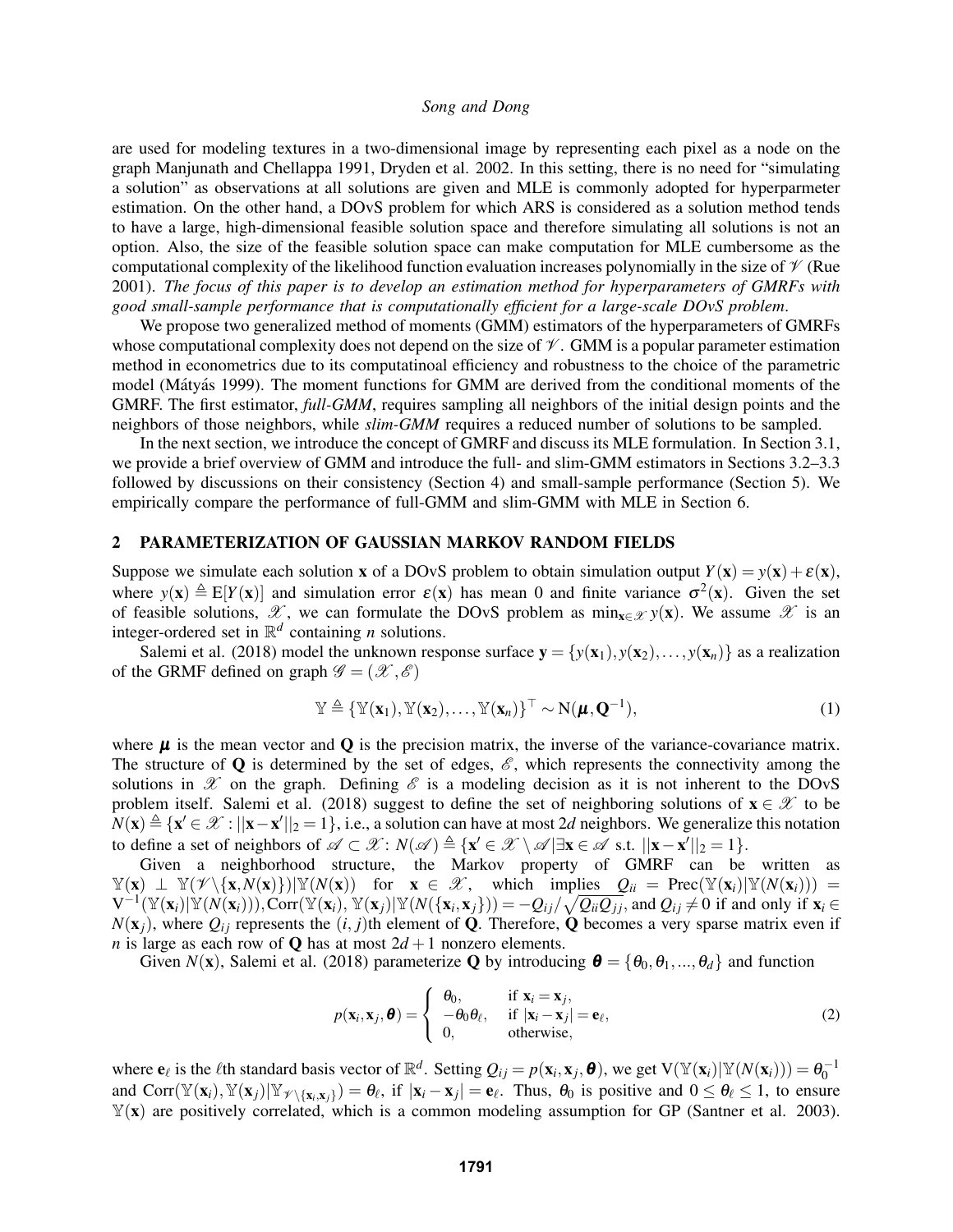are used for modeling textures in a two-dimensional image by representing each pixel as a node on the graph Manjunath and Chellappa 1991, Dryden et al. 2002. In this setting, there is no need for "simulating a solution" as observations at all solutions are given and MLE is commonly adopted for hyperparameter estimation. On the other hand, a DOvS problem for which ARS is considered as a solution method tends to have a large, high-dimensional feasible solution space and therefore simulating all solutions is not an option. Also, the size of the feasible solution space can make computation for MLE cumbersome as the computational complexity of the likelihood function evaluation increases polynomially in the size of $\mathscr{V}$ (Rue 2001). *The focus of this paper is to develop an estimation method for hyperparameters of GMRFs with good small-sample performance that is computationally efficient for a large-scale DOvS problem.*

We propose two generalized method of moments (GMM) estimators of the hyperparameters of GMRFs whose computational complexity does not depend on the size of $\mathscr{V}$. GMM is a popular parameter estimation method in econometrics due to its computatinoal efficiency and robustness to the choice of the parametric model (Mátyás 1999). The moment functions for GMM are derived from the conditional moments of the GMRF. The first estimator, *full-GMM*, requires sampling all neighbors of the initial design points and the neighbors of those neighbors, while *slim-GMM* requires a reduced number of solutions to be sampled.

In the next section, we introduce the concept of GMRF and discuss its MLE formulation. In Section 3.1, we provide a brief overview of GMM and introduce the full- and slim-GMM estimators in Sections 3.2–3.3 followed by discussions on their consistency (Section 4) and small-sample performance (Section 5). We empirically compare the performance of full-GMM and slim-GMM with MLE in Section 6.

## 2 PARAMETERIZATION OF GAUSSIAN MARKOV RANDOM FIELDS

Suppose we simulate each solution $\mathbf{x}$ of a DOvS problem to obtain simulation output $Y(\mathbf{x}) = y(\mathbf{x}) + \varepsilon(\mathbf{x})$, where $y(\mathbf{x}) \triangleq \mathrm{E}[Y(\mathbf{x})]$ and simulation error $\varepsilon(\mathbf{x})$ has mean 0 and finite variance $\sigma^2(\mathbf{x})$. Given the set of feasible solutions, $\mathscr{X}$, we can formulate the DOvS problem as $\min_{\mathbf{x}\in\mathscr{X}} y(\mathbf{x})$. We assume $\mathscr{X}$ is an integer-ordered set in $\mathbb{R}^d$ containing $n$ solutions.

Salemi et al. (2018) model the unknown response surface $\mathbf{y} = \{y(\mathbf{x}_1), y(\mathbf{x}_2), \ldots, y(\mathbf{x}_n)\}$ as a realization of the GRMF defined on graph $\mathscr{G} = (\mathscr{X}, \mathscr{E})$

$$\mathbb{Y} \triangleq \{\mathbb{Y}(\mathbf{x}_1), \mathbb{Y}(\mathbf{x}_2), \ldots, \mathbb{Y}(\mathbf{x}_n)\}^\top \sim \mathrm{N}(\boldsymbol{\mu}, \mathbf{Q}^{-1}), \tag{1}$$

where $\boldsymbol{\mu}$ is the mean vector and $\mathbf{Q}$ is the precision matrix, the inverse of the variance-covariance matrix. The structure of $\mathbf{Q}$ is determined by the set of edges, $\mathscr{E}$, which represents the connectivity among the solutions in $\mathscr{X}$ on the graph. Defining $\mathscr{E}$ is a modeling decision as it is not inherent to the DOvS problem itself. Salemi et al. (2018) suggest to define the set of neighboring solutions of $\mathbf{x} \in \mathscr{X}$ to be $N(\mathbf{x}) \triangleq \{\mathbf{x}' \in \mathscr{X} : ||\mathbf{x} - \mathbf{x}'||_2 = 1\}$, i.e., a solution can have at most $2d$ neighbors. We generalize this notation to define a set of neighbors of $\mathscr{A} \subset \mathscr{X}$: $N(\mathscr{A}) \triangleq \{\mathbf{x}' \in \mathscr{X} \setminus \mathscr{A} | \exists \mathbf{x} \in \mathscr{A} \text{ s.t. } ||\mathbf{x} - \mathbf{x}'||_2 = 1\}$.

Given a neighborhood structure, the Markov property of GMRF can be written as $\mathbb{Y}(\mathbf{x}) \perp \mathbb{Y}(\mathscr{V}\setminus\{\mathbf{x}, N(\mathbf{x})\})|\mathbb{Y}(N(\mathbf{x}))$ for $\mathbf{x} \in \mathscr{X}$, which implies $Q_{ii} = \mathrm{Prec}(\mathbb{Y}(\mathbf{x}_i)|\mathbb{Y}(N(\mathbf{x}_i))) = \mathrm{V}^{-1}(\mathbb{Y}(\mathbf{x}_i)|\mathbb{Y}(N(\mathbf{x}_i))), \mathrm{Corr}(\mathbb{Y}(\mathbf{x}_i), \mathbb{Y}(\mathbf{x}_j)|\mathbb{Y}(N(\{\mathbf{x}_i, \mathbf{x}_j\})) = -Q_{ij}/\sqrt{Q_{ii}Q_{jj}}$, and $Q_{ij} \neq 0$ if and only if $\mathbf{x}_i \in N(\mathbf{x}_j)$, where $Q_{ij}$ represents the $(i, j)$th element of $\mathbf{Q}$. Therefore, $\mathbf{Q}$ becomes a very sparse matrix even if $n$ is large as each row of $\mathbf{Q}$ has at most $2d + 1$ nonzero elements.

Given $N(\mathbf{x})$, Salemi et al. (2018) parameterize $\mathbf{Q}$ by introducing $\boldsymbol{\theta} = \{\theta_0, \theta_1, ..., \theta_d\}$ and function

$$p(\mathbf{x}_i, \mathbf{x}_j, \boldsymbol{\theta}) = \begin{cases} \theta_0, & \text{if } \mathbf{x}_i = \mathbf{x}_j, \\ -\theta_0\theta_\ell, & \text{if } |\mathbf{x}_i - \mathbf{x}_j| = \mathbf{e}_\ell, \\ 0, & \text{otherwise,} \end{cases} \tag{2}$$

where $\mathbf{e}_\ell$ is the $\ell$th standard basis vector of $\mathbb{R}^d$. Setting $Q_{ij} = p(\mathbf{x}_i, \mathbf{x}_j, \boldsymbol{\theta})$, we get $\mathrm{V}(\mathbb{Y}(\mathbf{x}_i)|\mathbb{Y}(N(\mathbf{x}_i))) = \theta_0^{-1}$ and $\mathrm{Corr}(\mathbb{Y}(\mathbf{x}_i), \mathbb{Y}(\mathbf{x}_j)|\mathbb{Y}_{\mathscr{V}\setminus\{\mathbf{x}_i,\mathbf{x}_j\}}) = \theta_\ell$, if $|\mathbf{x}_i - \mathbf{x}_j| = \mathbf{e}_\ell$. Thus, $\theta_0$ is positive and $0 \leq \theta_\ell \leq 1$, to ensure $\mathbb{Y}(\mathbf{x})$ are positively correlated, which is a common modeling assumption for GP (Santner et al. 2003).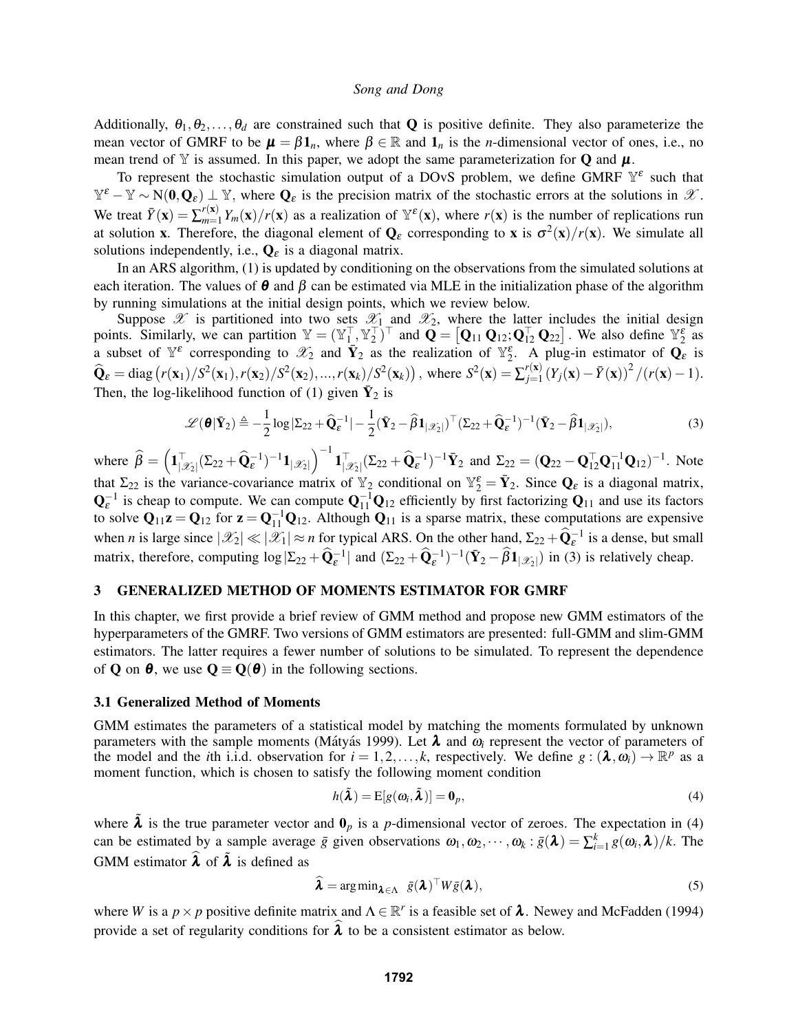Additionally, $\theta_1, \theta_2, \ldots, \theta_d$ are constrained such that $\mathbf{Q}$ is positive definite. They also parameterize the mean vector of GMRF to be $\boldsymbol{\mu} = \beta \mathbf{1}_n$, where $\beta \in \mathbb{R}$ and $\mathbf{1}_n$ is the $n$-dimensional vector of ones, i.e., no mean trend of $\mathbb{Y}$ is assumed. In this paper, we adopt the same parameterization for $\mathbf{Q}$ and $\boldsymbol{\mu}$.

To represent the stochastic simulation output of a DOvS problem, we define GMRF $\mathbb{Y}^\varepsilon$ such that $\mathbb{Y}^\varepsilon - \mathbb{Y} \sim \mathrm{N}(\mathbf{0}, \mathbf{Q}_\varepsilon) \perp \mathbb{Y}$, where $\mathbf{Q}_\varepsilon$ is the precision matrix of the stochastic errors at the solutions in $\mathscr{X}$. We treat $\bar{Y}(\mathbf{x}) = \sum_{m=1}^{r(\mathbf{x})} Y_m(\mathbf{x})/r(\mathbf{x})$ as a realization of $\mathbb{Y}^\varepsilon(\mathbf{x})$, where $r(\mathbf{x})$ is the number of replications run at solution $\mathbf{x}$. Therefore, the diagonal element of $\mathbf{Q}_\varepsilon$ corresponding to $\mathbf{x}$ is $\sigma^2(\mathbf{x})/r(\mathbf{x})$. We simulate all solutions independently, i.e., $\mathbf{Q}_\varepsilon$ is a diagonal matrix.

In an ARS algorithm, (1) is updated by conditioning on the observations from the simulated solutions at each iteration. The values of $\boldsymbol{\theta}$ and $\beta$ can be estimated via MLE in the initialization phase of the algorithm by running simulations at the initial design points, which we review below.

Suppose $\mathscr{X}$ is partitioned into two sets $\mathscr{X}_1$ and $\mathscr{X}_2$, where the latter includes the initial design points. Similarly, we can partition $\mathbb{Y} = (\mathbb{Y}_1^\top, \mathbb{Y}_2^\top)^\top$ and $\mathbf{Q} = \left[\mathbf{Q}_{11}\ \mathbf{Q}_{12}; \mathbf{Q}_{12}^\top\ \mathbf{Q}_{22}\right]$. We also define $\mathbb{Y}_2^\varepsilon$ as a subset of $\mathbb{Y}^\varepsilon$ corresponding to $\mathscr{X}_2$ and $\bar{\mathbf{Y}}_2$ as the realization of $\mathbb{Y}_2^\varepsilon$. A plug-in estimator of $\mathbf{Q}_\varepsilon$ is $\widehat{\mathbf{Q}}_\varepsilon = \mathrm{diag}\left(r(\mathbf{x}_1)/S^2(\mathbf{x}_1), r(\mathbf{x}_2)/S^2(\mathbf{x}_2), ..., r(\mathbf{x}_k)/S^2(\mathbf{x}_k)\right)$, where $S^2(\mathbf{x}) = \sum_{j=1}^{r(\mathbf{x})} \left(Y_j(\mathbf{x}) - \bar{Y}(\mathbf{x})\right)^2/(r(\mathbf{x})-1)$. Then, the log-likelihood function of (1) given $\bar{\mathbf{Y}}_2$ is

$$\mathscr{L}(\boldsymbol{\theta}|\bar{\mathbf{Y}}_2) \triangleq -\frac{1}{2}\log|\Sigma_{22} + \widehat{\mathbf{Q}}_\varepsilon^{-1}| - \frac{1}{2}(\bar{\mathbf{Y}}_2 - \widehat{\beta}\mathbf{1}_{|\mathscr{X}_2|})^\top(\Sigma_{22} + \widehat{\mathbf{Q}}_\varepsilon^{-1})^{-1}(\bar{\mathbf{Y}}_2 - \widehat{\beta}\mathbf{1}_{|\mathscr{X}_2|}), \tag{3}$$

where $\widehat{\beta} = \left(\mathbf{1}_{|\mathscr{X}_2|}^\top(\Sigma_{22} + \widehat{\mathbf{Q}}_\varepsilon^{-1})^{-1}\mathbf{1}_{|\mathscr{X}_2|}\right)^{-1}\mathbf{1}_{|\mathscr{X}_2|}^\top(\Sigma_{22} + \widehat{\mathbf{Q}}_\varepsilon^{-1})^{-1}\bar{\mathbf{Y}}_2$ and $\Sigma_{22} = (\mathbf{Q}_{22} - \mathbf{Q}_{12}^\top\mathbf{Q}_{11}^{-1}\mathbf{Q}_{12})^{-1}$. Note that $\Sigma_{22}$ is the variance-covariance matrix of $\mathbb{Y}_2$ conditional on $\mathbb{Y}_2^\varepsilon = \bar{\mathbf{Y}}_2$. Since $\mathbf{Q}_\varepsilon$ is a diagonal matrix, $\mathbf{Q}_\varepsilon^{-1}$ is cheap to compute. We can compute $\mathbf{Q}_{11}^{-1}\mathbf{Q}_{12}$ efficiently by first factorizing $\mathbf{Q}_{11}$ and use its factors to solve $\mathbf{Q}_{11}\mathbf{z} = \mathbf{Q}_{12}$ for $\mathbf{z} = \mathbf{Q}_{11}^{-1}\mathbf{Q}_{12}$. Although $\mathbf{Q}_{11}$ is a sparse matrix, these computations are expensive when $n$ is large since $|\mathscr{X}_2| \ll |\mathscr{X}_1| \approx n$ for typical ARS. On the other hand, $\Sigma_{22} + \widehat{\mathbf{Q}}_\varepsilon^{-1}$ is a dense, but small matrix, therefore, computing $\log|\Sigma_{22} + \widehat{\mathbf{Q}}_\varepsilon^{-1}|$ and $(\Sigma_{22} + \widehat{\mathbf{Q}}_\varepsilon^{-1})^{-1}(\bar{\mathbf{Y}}_2 - \widehat{\beta}\mathbf{1}_{|\mathscr{X}_2|})$ in (3) is relatively cheap.

## 3 GENERALIZED METHOD OF MOMENTS ESTIMATOR FOR GMRF

In this chapter, we first provide a brief review of GMM method and propose new GMM estimators of the hyperparameters of the GMRF. Two versions of GMM estimators are presented: full-GMM and slim-GMM estimators. The latter requires a fewer number of solutions to be simulated. To represent the dependence of $\mathbf{Q}$ on $\boldsymbol{\theta}$, we use $\mathbf{Q} \equiv \mathbf{Q}(\boldsymbol{\theta})$ in the following sections.

### 3.1 Generalized Method of Moments

GMM estimates the parameters of a statistical model by matching the moments formulated by unknown parameters with the sample moments (Mátyás 1999). Let $\boldsymbol{\lambda}$ and $\omega_i$ represent the vector of parameters of the model and the $i$th i.i.d. observation for $i = 1, 2, \ldots, k$, respectively. We define $g : (\boldsymbol{\lambda}, \omega_i) \to \mathbb{R}^p$ as a moment function, which is chosen to satisfy the following moment condition

$$h(\tilde{\boldsymbol{\lambda}}) = \mathrm{E}[g(\omega_i, \tilde{\boldsymbol{\lambda}})] = \mathbf{0}_p, \tag{4}$$

where $\tilde{\boldsymbol{\lambda}}$ is the true parameter vector and $\mathbf{0}_p$ is a $p$-dimensional vector of zeroes. The expectation in (4) can be estimated by a sample average $\bar{g}$ given observations $\omega_1, \omega_2, \cdots, \omega_k : \bar{g}(\boldsymbol{\lambda}) = \sum_{i=1}^k g(\omega_i, \boldsymbol{\lambda})/k$. The GMM estimator $\widehat{\boldsymbol{\lambda}}$ of $\tilde{\boldsymbol{\lambda}}$ is defined as

$$\widehat{\boldsymbol{\lambda}} = \arg\min_{\boldsymbol{\lambda} \in \Lambda} \ \bar{g}(\boldsymbol{\lambda})^\top W \bar{g}(\boldsymbol{\lambda}), \tag{5}$$

where $W$ is a $p \times p$ positive definite matrix and $\Lambda \in \mathbb{R}^r$ is a feasible set of $\boldsymbol{\lambda}$. Newey and McFadden (1994) provide a set of regularity conditions for $\widehat{\boldsymbol{\lambda}}$ to be a consistent estimator as below.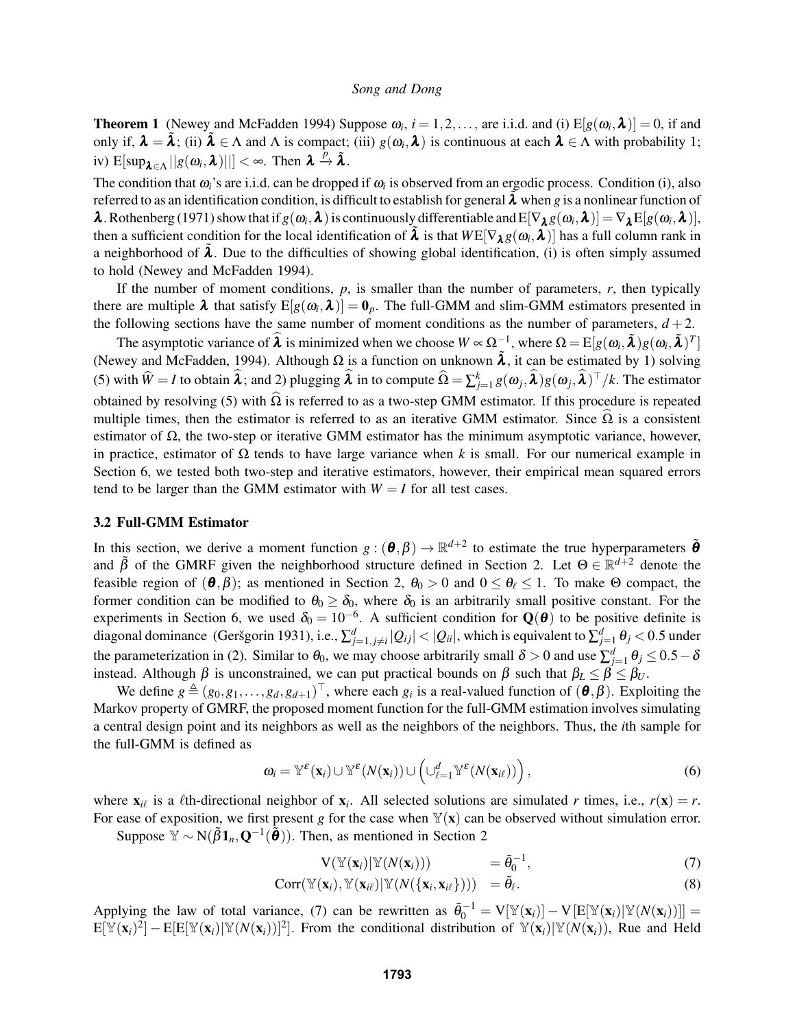**Theorem 1** (Newey and McFadden 1994) Suppose $\omega_i$, $i=1,2,\ldots$, are i.i.d. and (i) $\mathrm{E}[g(\omega_i,\boldsymbol{\lambda})]=0$, if and only if, $\boldsymbol{\lambda}=\tilde{\boldsymbol{\lambda}}$; (ii) $\tilde{\boldsymbol{\lambda}}\in\Lambda$ and $\Lambda$ is compact; (iii) $g(\omega_i,\boldsymbol{\lambda})$ is continuous at each $\boldsymbol{\lambda}\in\Lambda$ with probability 1; iv) $\mathrm{E}[\sup_{\boldsymbol{\lambda}\in\Lambda}||g(\omega_i,\boldsymbol{\lambda})||]<\infty$. Then $\boldsymbol{\lambda}\xrightarrow{p}\tilde{\boldsymbol{\lambda}}$.

The condition that $\omega_i$'s are i.i.d. can be dropped if $\omega_i$ is observed from an ergodic process. Condition (i), also referred to as an identification condition, is difficult to establish for general $\tilde{\boldsymbol{\lambda}}$ when $g$ is a nonlinear function of $\boldsymbol{\lambda}$. Rothenberg (1971) show that if $g(\omega_i,\boldsymbol{\lambda})$ is continuously differentiable and $\mathrm{E}[\nabla_{\boldsymbol{\lambda}}g(\omega_i,\boldsymbol{\lambda})]=\nabla_{\boldsymbol{\lambda}}\mathrm{E}[g(\omega_i,\boldsymbol{\lambda})]$, then a sufficient condition for the local identification of $\tilde{\boldsymbol{\lambda}}$ is that $W\mathrm{E}[\nabla_{\boldsymbol{\lambda}}g(\omega_i,\boldsymbol{\lambda})]$ has a full column rank in a neighborhood of $\tilde{\boldsymbol{\lambda}}$. Due to the difficulties of showing global identification, (i) is often simply assumed to hold (Newey and McFadden 1994).

If the number of moment conditions, $p$, is smaller than the number of parameters, $r$, then typically there are multiple $\boldsymbol{\lambda}$ that satisfy $\mathrm{E}[g(\omega_i,\boldsymbol{\lambda})]=\mathbf{0}_p$. The full-GMM and slim-GMM estimators presented in the following sections have the same number of moment conditions as the number of parameters, $d+2$.

The asymptotic variance of $\widehat{\boldsymbol{\lambda}}$ is minimized when we choose $W\propto\Omega^{-1}$, where $\Omega=\mathrm{E}[g(\omega_i,\tilde{\boldsymbol{\lambda}})g(\omega_i,\tilde{\boldsymbol{\lambda}})^T]$ (Newey and McFadden, 1994). Although $\Omega$ is a function on unknown $\tilde{\boldsymbol{\lambda}}$, it can be estimated by 1) solving (5) with $\widehat{W}=I$ to obtain $\widehat{\boldsymbol{\lambda}}$; and 2) plugging $\widehat{\boldsymbol{\lambda}}$ in to compute $\widehat{\Omega}=\sum_{j=1}^{k}g(\omega_j,\widehat{\boldsymbol{\lambda}})g(\omega_j,\widehat{\boldsymbol{\lambda}})^\top/k$. The estimator obtained by resolving (5) with $\widehat{\Omega}$ is referred to as a two-step GMM estimator. If this procedure is repeated multiple times, then the estimator is referred to as an iterative GMM estimator. Since $\widehat{\Omega}$ is a consistent estimator of $\Omega$, the two-step or iterative GMM estimator has the minimum asymptotic variance, however, in practice, estimator of $\Omega$ tends to have large variance when $k$ is small. For our numerical example in Section 6, we tested both two-step and iterative estimators, however, their empirical mean squared errors tend to be larger than the GMM estimator with $W=I$ for all test cases.

### 3.2 Full-GMM Estimator

In this section, we derive a moment function $g:(\boldsymbol{\theta},\beta)\to\mathbb{R}^{d+2}$ to estimate the true hyperparameters $\tilde{\boldsymbol{\theta}}$ and $\tilde{\beta}$ of the GMRF given the neighborhood structure defined in Section 2. Let $\Theta\in\mathbb{R}^{d+2}$ denote the feasible region of $(\boldsymbol{\theta},\beta)$; as mentioned in Section 2, $\theta_0>0$ and $0\le\theta_\ell\le 1$. To make $\Theta$ compact, the former condition can be modified to $\theta_0\ge\delta_0$, where $\delta_0$ is an arbitrarily small positive constant. For the experiments in Section 6, we used $\delta_0=10^{-6}$. A sufficient condition for $\mathbf{Q}(\boldsymbol{\theta})$ to be positive definite is diagonal dominance (Geršgorin 1931), i.e., $\sum_{j=1,j\neq i}^{d}|Q_{ij}|<|Q_{ii}|$, which is equivalent to $\sum_{j=1}^{d}\theta_j<0.5$ under the parameterization in (2). Similar to $\theta_0$, we may choose arbitrarily small $\delta>0$ and use $\sum_{j=1}^{d}\theta_j\le 0.5-\delta$ instead. Although $\beta$ is unconstrained, we can put practical bounds on $\beta$ such that $\beta_L\le\beta\le\beta_U$.

We define $g\triangleq(g_0,g_1,\ldots,g_d,g_{d+1})^\top$, where each $g_i$ is a real-valued function of $(\boldsymbol{\theta},\beta)$. Exploiting the Markov property of GMRF, the proposed moment function for the full-GMM estimation involves simulating a central design point and its neighbors as well as the neighbors of the neighbors. Thus, the $i$th sample for the full-GMM is defined as

$$\omega_i=\mathbb{Y}^{\varepsilon}(\mathbf{x}_i)\cup\mathbb{Y}^{\varepsilon}(N(\mathbf{x}_i))\cup\left(\cup_{\ell=1}^{d}\mathbb{Y}^{\varepsilon}(N(\mathbf{x}_{i\ell}))\right),\tag{6}$$

where $\mathbf{x}_{i\ell}$ is a $\ell$th-directional neighbor of $\mathbf{x}_i$. All selected solutions are simulated $r$ times, i.e., $r(\mathbf{x})=r$. For ease of exposition, we first present $g$ for the case when $\mathbb{Y}(\mathbf{x})$ can be observed without simulation error.

Suppose $\mathbb{Y}\sim\mathrm{N}(\tilde{\beta}\mathbf{1}_n,\mathbf{Q}^{-1}(\tilde{\boldsymbol{\theta}}))$. Then, as mentioned in Section 2

$$\mathrm{V}(\mathbb{Y}(\mathbf{x}_i)|\mathbb{Y}(N(\mathbf{x}_i)))\quad=\tilde{\theta}_0^{-1},\tag{7}$$

$$\mathrm{Corr}(\mathbb{Y}(\mathbf{x}_i),\mathbb{Y}(\mathbf{x}_{i\ell})|\mathbb{Y}(N(\{\mathbf{x}_i,\mathbf{x}_{i\ell}\})))\quad=\tilde{\theta}_\ell.\tag{8}$$

Applying the law of total variance, (7) can be rewritten as $\tilde{\theta}_0^{-1}=\mathrm{V}[\mathbb{Y}(\mathbf{x}_i)]-\mathrm{V}[\mathrm{E}[\mathbb{Y}(\mathbf{x}_i)|\mathbb{Y}(N(\mathbf{x}_i))]]=\mathrm{E}[\mathbb{Y}(\mathbf{x}_i)^2]-\mathrm{E}[\mathrm{E}[\mathbb{Y}(\mathbf{x}_i)|\mathbb{Y}(N(\mathbf{x}_i))]^2]$. From the conditional distribution of $\mathbb{Y}(\mathbf{x}_i)|\mathbb{Y}(N(\mathbf{x}_i))$, Rue and Held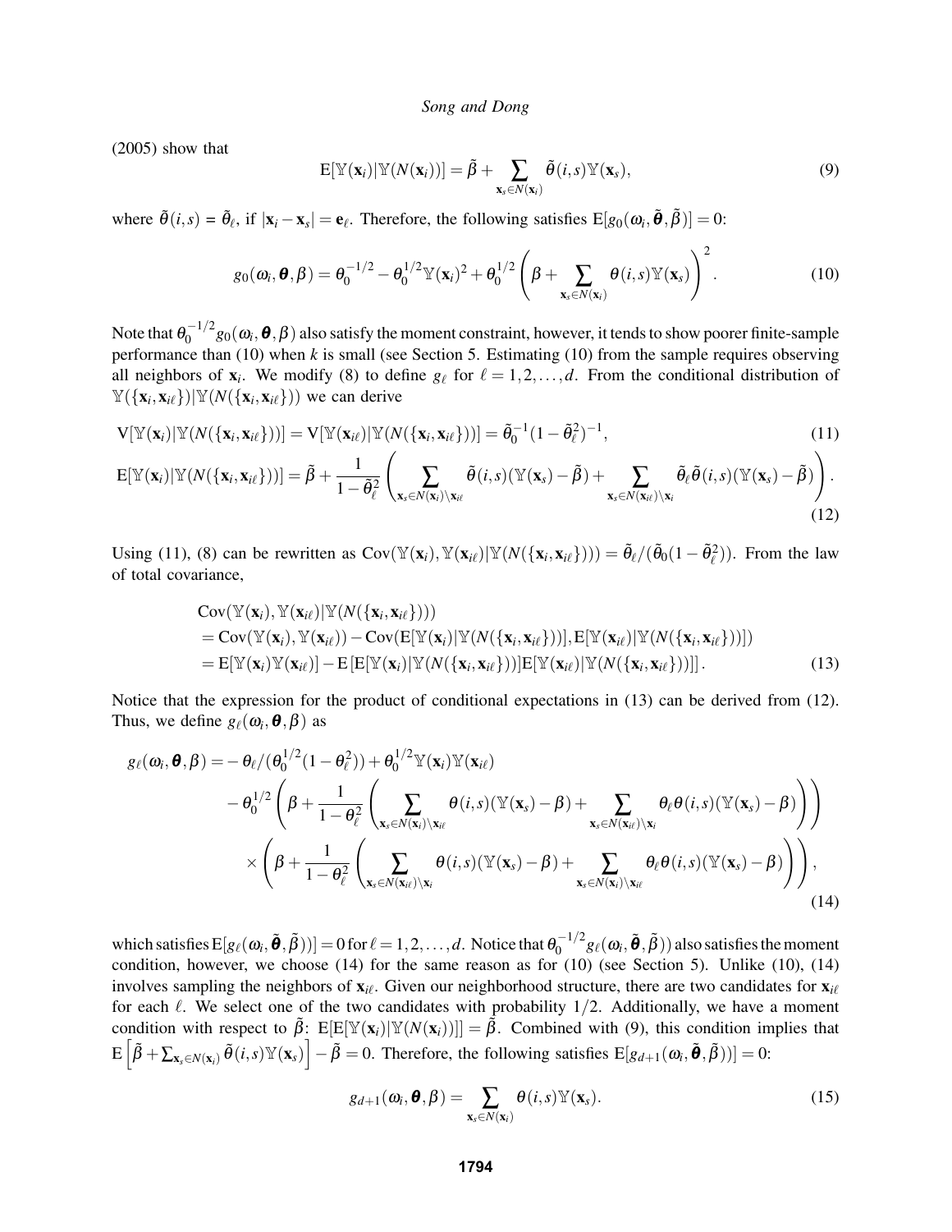(2005) show that

$$\mathrm{E}[\mathbb{Y}(\mathbf{x}_i)|\mathbb{Y}(N(\mathbf{x}_i))] = \tilde{\beta} + \sum_{\mathbf{x}_s \in N(\mathbf{x}_i)} \tilde{\theta}(i,s)\mathbb{Y}(\mathbf{x}_s), \tag{9}$$

where $\tilde{\theta}(i,s) = \tilde{\theta}_\ell$, if $|\mathbf{x}_i - \mathbf{x}_s| = \mathbf{e}_\ell$. Therefore, the following satisfies $\mathrm{E}[g_0(\omega_i, \tilde{\boldsymbol{\theta}}, \tilde{\beta})] = 0$:

$$g_0(\omega_i, \boldsymbol{\theta}, \beta) = \theta_0^{-1/2} - \theta_0^{1/2}\mathbb{Y}(\mathbf{x}_i)^2 + \theta_0^{1/2}\left(\beta + \sum_{\mathbf{x}_s \in N(\mathbf{x}_i)} \theta(i,s)\mathbb{Y}(\mathbf{x}_s)\right)^2. \tag{10}$$

Note that $\theta_0^{-1/2} g_0(\omega_i, \boldsymbol{\theta}, \beta)$ also satisfy the moment constraint, however, it tends to show poorer finite-sample performance than (10) when $k$ is small (see Section 5. Estimating (10) from the sample requires observing all neighbors of $\mathbf{x}_i$. We modify (8) to define $g_\ell$ for $\ell = 1, 2, \ldots, d$. From the conditional distribution of $\mathbb{Y}(\{\mathbf{x}_i, \mathbf{x}_{i\ell}\})|\mathbb{Y}(N(\{\mathbf{x}_i, \mathbf{x}_{i\ell}\}))$ we can derive

$$\mathrm{V}[\mathbb{Y}(\mathbf{x}_i)|\mathbb{Y}(N(\{\mathbf{x}_i, \mathbf{x}_{i\ell}\}))] = \mathrm{V}[\mathbb{Y}(\mathbf{x}_{i\ell})|\mathbb{Y}(N(\{\mathbf{x}_i, \mathbf{x}_{i\ell}\}))] = \tilde{\theta}_0^{-1}(1 - \tilde{\theta}_\ell^2)^{-1}, \tag{11}$$

$$\mathrm{E}[\mathbb{Y}(\mathbf{x}_i)|\mathbb{Y}(N(\{\mathbf{x}_i, \mathbf{x}_{i\ell}\}))] = \tilde{\beta} + \frac{1}{1 - \tilde{\theta}_\ell^2}\left(\sum_{\mathbf{x}_s \in N(\mathbf{x}_i)\setminus \mathbf{x}_{i\ell}} \tilde{\theta}(i,s)(\mathbb{Y}(\mathbf{x}_s) - \tilde{\beta}) + \sum_{\mathbf{x}_s \in N(\mathbf{x}_{i\ell})\setminus \mathbf{x}_i} \tilde{\theta}_\ell \tilde{\theta}(i,s)(\mathbb{Y}(\mathbf{x}_s) - \tilde{\beta})\right). \tag{12}$$

Using (11), (8) can be rewritten as $\mathrm{Cov}(\mathbb{Y}(\mathbf{x}_i), \mathbb{Y}(\mathbf{x}_{i\ell})|\mathbb{Y}(N(\{\mathbf{x}_i, \mathbf{x}_{i\ell}\}))) = \tilde{\theta}_\ell/(\tilde{\theta}_0(1 - \tilde{\theta}_\ell^2))$. From the law of total covariance,

$$\begin{aligned}
&\mathrm{Cov}(\mathbb{Y}(\mathbf{x}_i), \mathbb{Y}(\mathbf{x}_{i\ell})|\mathbb{Y}(N(\{\mathbf{x}_i, \mathbf{x}_{i\ell}\}))) \\
&= \mathrm{Cov}(\mathbb{Y}(\mathbf{x}_i), \mathbb{Y}(\mathbf{x}_{i\ell})) - \mathrm{Cov}(\mathrm{E}[\mathbb{Y}(\mathbf{x}_i)|\mathbb{Y}(N(\{\mathbf{x}_i, \mathbf{x}_{i\ell}\}))], \mathrm{E}[\mathbb{Y}(\mathbf{x}_{i\ell})|\mathbb{Y}(N(\{\mathbf{x}_i, \mathbf{x}_{i\ell}\}))]) \\
&= \mathrm{E}[\mathbb{Y}(\mathbf{x}_i)\mathbb{Y}(\mathbf{x}_{i\ell})] - \mathrm{E}\left[\mathrm{E}[\mathbb{Y}(\mathbf{x}_i)|\mathbb{Y}(N(\{\mathbf{x}_i, \mathbf{x}_{i\ell}\}))]\mathrm{E}[\mathbb{Y}(\mathbf{x}_{i\ell})|\mathbb{Y}(N(\{\mathbf{x}_i, \mathbf{x}_{i\ell}\}))]\right].
\end{aligned} \tag{13}$$

Notice that the expression for the product of conditional expectations in (13) can be derived from (12). Thus, we define $g_\ell(\omega_i, \boldsymbol{\theta}, \beta)$ as

$$\begin{aligned}
g_\ell(\omega_i, \boldsymbol{\theta}, \beta) = &-\theta_\ell/(\theta_0^{1/2}(1 - \theta_\ell^2)) + \theta_0^{1/2}\mathbb{Y}(\mathbf{x}_i)\mathbb{Y}(\mathbf{x}_{i\ell}) \\
&- \theta_0^{1/2}\left(\beta + \frac{1}{1 - \theta_\ell^2}\left(\sum_{\mathbf{x}_s \in N(\mathbf{x}_i)\setminus \mathbf{x}_{i\ell}} \theta(i,s)(\mathbb{Y}(\mathbf{x}_s) - \beta) + \sum_{\mathbf{x}_s \in N(\mathbf{x}_{i\ell})\setminus \mathbf{x}_i} \theta_\ell \theta(i,s)(\mathbb{Y}(\mathbf{x}_s) - \beta)\right)\right) \\
&\times \left(\beta + \frac{1}{1 - \theta_\ell^2}\left(\sum_{\mathbf{x}_s \in N(\mathbf{x}_{i\ell})\setminus \mathbf{x}_i} \theta(i,s)(\mathbb{Y}(\mathbf{x}_s) - \beta) + \sum_{\mathbf{x}_s \in N(\mathbf{x}_i)\setminus \mathbf{x}_{i\ell}} \theta_\ell \theta(i,s)(\mathbb{Y}(\mathbf{x}_s) - \beta)\right)\right),
\end{aligned} \tag{14}$$

which satisfies $\mathrm{E}[g_\ell(\omega_i, \tilde{\boldsymbol{\theta}}, \tilde{\beta}))] = 0$ for $\ell = 1, 2, \ldots, d$. Notice that $\theta_0^{-1/2} g_\ell(\omega_i, \tilde{\boldsymbol{\theta}}, \tilde{\beta}))$ also satisfies the moment condition, however, we choose (14) for the same reason as for (10) (see Section 5). Unlike (10), (14) involves sampling the neighbors of $\mathbf{x}_{i\ell}$. Given our neighborhood structure, there are two candidates for $\mathbf{x}_{i\ell}$ for each $\ell$. We select one of the two candidates with probability $1/2$. Additionally, we have a moment condition with respect to $\tilde{\beta}$: $\mathrm{E}[\mathrm{E}[\mathbb{Y}(\mathbf{x}_i)|\mathbb{Y}(N(\mathbf{x}_i))]] = \tilde{\beta}$. Combined with (9), this condition implies that $\mathrm{E}\left[\tilde{\beta} + \sum_{\mathbf{x}_s \in N(\mathbf{x}_i)} \tilde{\theta}(i,s)\mathbb{Y}(\mathbf{x}_s)\right] - \tilde{\beta} = 0$. Therefore, the following satisfies $\mathrm{E}[g_{d+1}(\omega_i, \tilde{\boldsymbol{\theta}}, \tilde{\beta}))] = 0$:

$$g_{d+1}(\omega_i, \boldsymbol{\theta}, \beta) = \sum_{\mathbf{x}_s \in N(\mathbf{x}_i)} \theta(i,s)\mathbb{Y}(\mathbf{x}_s). \tag{15}$$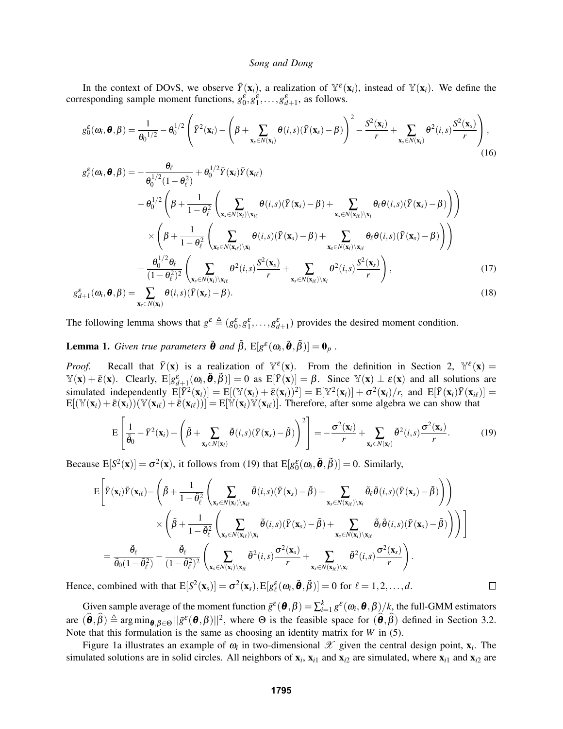In the context of DOvS, we observe $\bar{Y}(\mathbf{x}_i)$, a realization of $\mathbb{Y}^\varepsilon(\mathbf{x}_i)$, instead of $\mathbb{Y}(\mathbf{x}_i)$. We define the corresponding sample moment functions, $g_0^\varepsilon, g_1^\varepsilon, \ldots, g_{d+1}^\varepsilon$, as follows.

$$g_0^\varepsilon(\omega_i, \boldsymbol{\theta}, \beta) = \frac{1}{\theta_0{}^{1/2}} - \theta_0^{1/2}\left(\bar{Y}^2(\mathbf{x}_i) - \left(\beta + \sum_{\mathbf{x}_s \in N(\mathbf{x}_i)} \theta(i,s)(\bar{Y}(\mathbf{x}_s) - \beta)\right)^2 - \frac{S^2(\mathbf{x}_i)}{r} + \sum_{\mathbf{x}_s \in N(\mathbf{x}_i)} \theta^2(i,s)\frac{S^2(\mathbf{x}_s)}{r}\right), \tag{16}$$

$$\begin{aligned}
g_\ell^\varepsilon(\omega_i, \boldsymbol{\theta}, \beta) = & -\frac{\theta_\ell}{\theta_0^{1/2}(1-\theta_\ell^2)} + \theta_0^{1/2}\bar{Y}(\mathbf{x}_i)\bar{Y}(\mathbf{x}_{i\ell}) \\
& - \theta_0^{1/2}\left(\beta + \frac{1}{1-\theta_\ell^2}\left(\sum_{\mathbf{x}_s \in N(\mathbf{x}_i)\setminus \mathbf{x}_{i\ell}} \theta(i,s)(\bar{Y}(\mathbf{x}_s) - \beta) + \sum_{\mathbf{x}_s \in N(\mathbf{x}_{i\ell})\setminus \mathbf{x}_i} \theta_\ell\theta(i,s)(\bar{Y}(\mathbf{x}_s) - \beta)\right)\right) \\
& \quad \times \left(\beta + \frac{1}{1-\theta_\ell^2}\left(\sum_{\mathbf{x}_s \in N(\mathbf{x}_{i\ell})\setminus \mathbf{x}_i} \theta(i,s)(\bar{Y}(\mathbf{x}_s) - \beta) + \sum_{\mathbf{x}_s \in N(\mathbf{x}_i)\setminus \mathbf{x}_{i\ell}} \theta_\ell\theta(i,s)(\bar{Y}(\mathbf{x}_s) - \beta)\right)\right) \\
& + \frac{\theta_0^{1/2}\theta_\ell}{(1-\theta_\ell^2)^2}\left(\sum_{\mathbf{x}_s \in N(\mathbf{x}_i)\setminus \mathbf{x}_{i\ell}} \theta^2(i,s)\frac{S^2(\mathbf{x}_s)}{r} + \sum_{\mathbf{x}_s \in N(\mathbf{x}_{i\ell})\setminus \mathbf{x}_i} \theta^2(i,s)\frac{S^2(\mathbf{x}_s)}{r}\right),
\end{aligned} \tag{17}$$

$$g_{d+1}^\varepsilon(\omega_i, \boldsymbol{\theta}, \beta) = \sum_{\mathbf{x}_s \in N(\mathbf{x}_i)} \theta(i,s)(\bar{Y}(\mathbf{x}_s) - \beta). \tag{18}$$

The following lemma shows that $g^\varepsilon \triangleq (g_0^\varepsilon, g_1^\varepsilon, \ldots, g_{d+1}^\varepsilon)$ provides the desired moment condition.

**Lemma 1.** *Given true parameters $\tilde{\boldsymbol{\theta}}$ and $\tilde{\beta}$, $\mathrm{E}[g^\varepsilon(\omega_i, \tilde{\boldsymbol{\theta}}, \tilde{\beta})] = \mathbf{0}_p$ .*

*Proof.* Recall that $\bar{Y}(\mathbf{x})$ is a realization of $\mathbb{Y}^\varepsilon(\mathbf{x})$. From the definition in Section 2, $\mathbb{Y}^\varepsilon(\mathbf{x}) = \mathbb{Y}(\mathbf{x}) + \bar{\varepsilon}(\mathbf{x})$. Clearly, $\mathrm{E}[g_{d+1}^\varepsilon(\omega_i, \tilde{\boldsymbol{\theta}}, \tilde{\beta})] = 0$ as $\mathrm{E}[\bar{Y}(\mathbf{x})] = \beta$. Since $\mathbb{Y}(\mathbf{x}) \perp \varepsilon(\mathbf{x})$ and all solutions are simulated independently $\mathrm{E}[\bar{Y}^2(\mathbf{x}_i)] = \mathrm{E}[(\mathbb{Y}(\mathbf{x}_i) + \bar{\varepsilon}(\mathbf{x}_i))^2] = \mathrm{E}[\mathbb{Y}^2(\mathbf{x}_i)] + \sigma^2(\mathbf{x}_i)/r$, and $\mathrm{E}[\bar{Y}(\mathbf{x}_i)\bar{Y}(\mathbf{x}_{i\ell})] = \mathrm{E}[(\mathbb{Y}(\mathbf{x}_i) + \bar{\varepsilon}(\mathbf{x}_i))(\mathbb{Y}(\mathbf{x}_{i\ell}) + \bar{\varepsilon}(\mathbf{x}_{i\ell}))] = \mathrm{E}[\mathbb{Y}(\mathbf{x}_i)\mathbb{Y}(\mathbf{x}_{i\ell})]$. Therefore, after some algebra we can show that

$$\mathrm{E}\left[\frac{1}{\tilde{\theta}_0} - \bar{Y}^2(\mathbf{x}_i) + \left(\tilde{\beta} + \sum_{\mathbf{x}_s \in N(\mathbf{x}_i)} \tilde{\theta}(i,s)(\bar{Y}(\mathbf{x}_s) - \tilde{\beta})\right)^2\right] = -\frac{\sigma^2(\mathbf{x}_i)}{r} + \sum_{\mathbf{x}_s \in N(\mathbf{x}_i)} \tilde{\theta}^2(i,s)\frac{\sigma^2(\mathbf{x}_s)}{r}. \tag{19}$$

Because $\mathrm{E}[S^2(\mathbf{x})] = \sigma^2(\mathbf{x})$, it follows from (19) that $\mathrm{E}[g_0^\varepsilon(\omega_i, \tilde{\boldsymbol{\theta}}, \tilde{\beta})] = 0$. Similarly,

$$\begin{aligned}
\mathrm{E}\Bigg[\bar{Y}(\mathbf{x}_i)\bar{Y}(\mathbf{x}_{i\ell}) - & \left(\tilde{\beta} + \frac{1}{1-\tilde{\theta}_\ell^2}\left(\sum_{\mathbf{x}_s \in N(\mathbf{x}_i)\setminus \mathbf{x}_{i\ell}} \tilde{\theta}(i,s)(\bar{Y}(\mathbf{x}_s) - \tilde{\beta}) + \sum_{\mathbf{x}_s \in N(\mathbf{x}_{i\ell})\setminus \mathbf{x}_i} \tilde{\theta}_\ell\tilde{\theta}(i,s)(\bar{Y}(\mathbf{x}_s) - \tilde{\beta})\right)\right) \\
& \times \left(\tilde{\beta} + \frac{1}{1-\tilde{\theta}_\ell^2}\left(\sum_{\mathbf{x}_s \in N(\mathbf{x}_{i\ell})\setminus \mathbf{x}_i} \tilde{\theta}(i,s)(\bar{Y}(\mathbf{x}_s) - \tilde{\beta}) + \sum_{\mathbf{x}_s \in N(\mathbf{x}_i)\setminus \mathbf{x}_{i\ell}} \tilde{\theta}_\ell\tilde{\theta}(i,s)(\bar{Y}(\mathbf{x}_s) - \tilde{\beta})\right)\right)\Bigg] \\
= & \frac{\tilde{\theta}_\ell}{\tilde{\theta}_0(1-\tilde{\theta}_\ell^2)} - \frac{\tilde{\theta}_\ell}{(1-\tilde{\theta}_\ell^2)^2}\left(\sum_{\mathbf{x}_s \in N(\mathbf{x}_i)\setminus \mathbf{x}_{i\ell}} \tilde{\theta}^2(i,s)\frac{\sigma^2(\mathbf{x}_s)}{r} + \sum_{\mathbf{x}_s \in N(\mathbf{x}_{i\ell})\setminus \mathbf{x}_i} \tilde{\theta}^2(i,s)\frac{\sigma^2(\mathbf{x}_s)}{r}\right).
\end{aligned}$$

Hence, combined with that $\mathrm{E}[S^2(\mathbf{x}_s)] = \sigma^2(\mathbf{x}_s)$, $\mathrm{E}[g_\ell^\varepsilon(\omega_i, \tilde{\boldsymbol{\theta}}, \tilde{\beta})] = 0$ for $\ell = 1, 2, \ldots, d$. □

Given sample average of the moment function $\bar{g}^\varepsilon(\boldsymbol{\theta}, \beta) = \sum_{i=1}^k g^\varepsilon(\omega_i, \boldsymbol{\theta}, \beta)/k$, the full-GMM estimators are $(\widehat{\boldsymbol{\theta}}, \widehat{\beta}) \triangleq \arg\min_{\boldsymbol{\theta}, \beta \in \Theta} ||\bar{g}^\varepsilon(\boldsymbol{\theta}, \beta)||^2$, where $\Theta$ is the feasible space for $(\widehat{\boldsymbol{\theta}}, \widehat{\beta})$ defined in Section 3.2. Note that this formulation is the same as choosing an identity matrix for $W$ in (5).

Figure 1a illustrates an example of $\omega_i$ in two-dimensional $\mathscr{X}$ given the central design point, $\mathbf{x}_i$. The simulated solutions are in solid circles. All neighbors of $\mathbf{x}_i$, $\mathbf{x}_{i1}$ and $\mathbf{x}_{i2}$ are simulated, where $\mathbf{x}_{i1}$ and $\mathbf{x}_{i2}$ are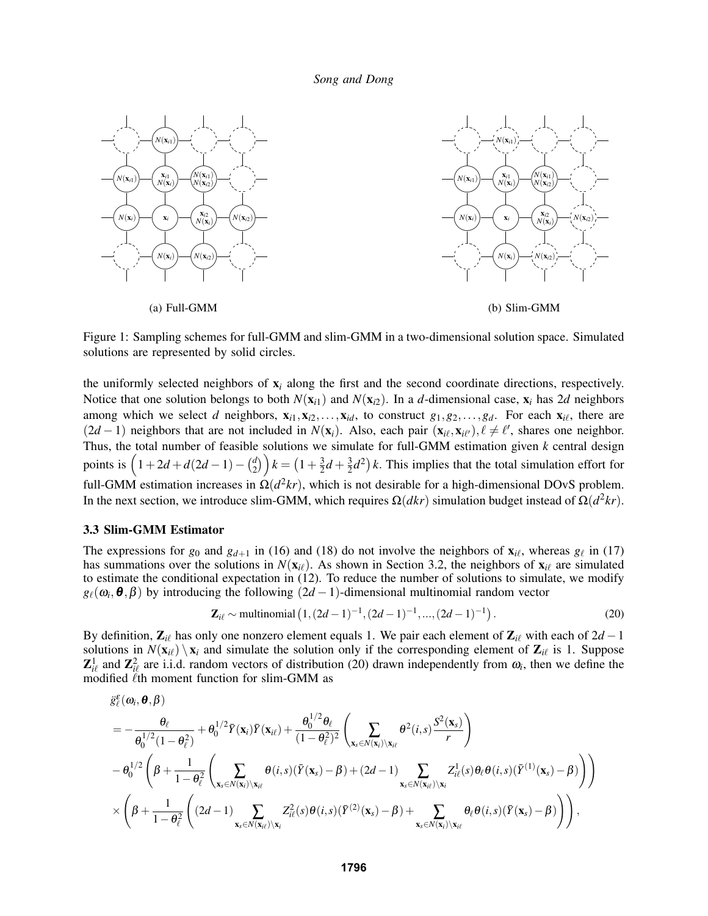(a) Full-GMM

(b) Slim-GMM

Figure 1: Sampling schemes for full-GMM and slim-GMM in a two-dimensional solution space. Simulated solutions are represented by solid circles.

the uniformly selected neighbors of $\mathbf{x}_i$ along the first and the second coordinate directions, respectively. Notice that one solution belongs to both $N(\mathbf{x}_{i1})$ and $N(\mathbf{x}_{i2})$. In a $d$-dimensional case, $\mathbf{x}_i$ has $2d$ neighbors among which we select $d$ neighbors, $\mathbf{x}_{i1}, \mathbf{x}_{i2}, \ldots, \mathbf{x}_{id}$, to construct $g_1, g_2, \ldots, g_d$. For each $\mathbf{x}_{i\ell}$, there are $(2d-1)$ neighbors that are not included in $N(\mathbf{x}_i)$. Also, each pair $(\mathbf{x}_{i\ell}, \mathbf{x}_{i\ell'}), \ell \neq \ell'$, shares one neighbor. Thus, the total number of feasible solutions we simulate for full-GMM estimation given $k$ central design points is $\left(1+2d+d(2d-1)-\binom{d}{2}\right)k = \left(1+\frac{3}{2}d+\frac{3}{2}d^2\right)k$. This implies that the total simulation effort for full-GMM estimation increases in $\Omega(d^2kr)$, which is not desirable for a high-dimensional DOvS problem. In the next section, we introduce slim-GMM, which requires $\Omega(dkr)$ simulation budget instead of $\Omega(d^2kr)$.

### 3.3 Slim-GMM Estimator

The expressions for $g_0$ and $g_{d+1}$ in (16) and (18) do not involve the neighbors of $\mathbf{x}_{i\ell}$, whereas $g_\ell$ in (17) has summations over the solutions in $N(\mathbf{x}_{i\ell})$. As shown in Section 3.2, the neighbors of $\mathbf{x}_{i\ell}$ are simulated to estimate the conditional expectation in (12). To reduce the number of solutions to simulate, we modify $g_\ell(\omega_i, \boldsymbol{\theta}, \beta)$ by introducing the following $(2d-1)$-dimensional multinomial random vector

$$\mathbf{Z}_{i\ell} \sim \text{multinomial}\left(1, (2d-1)^{-1}, (2d-1)^{-1}, \ldots, (2d-1)^{-1}\right). \tag{20}$$

By definition, $\mathbf{Z}_{i\ell}$ has only one nonzero element equals 1. We pair each element of $\mathbf{Z}_{i\ell}$ with each of $2d-1$ solutions in $N(\mathbf{x}_{i\ell}) \setminus \mathbf{x}_i$ and simulate the solution only if the corresponding element of $\mathbf{Z}_{i\ell}$ is 1. Suppose $\mathbf{Z}^1_{i\ell}$ and $\mathbf{Z}^2_{i\ell}$ are i.i.d. random vectors of distribution (20) drawn independently from $\omega_i$, then we define the modified $\ell$th moment function for slim-GMM as

$$\begin{aligned}
&\ddot{g}^{\varepsilon}_\ell(\omega_i, \boldsymbol{\theta}, \beta) \\
&= -\frac{\theta_\ell}{\theta_0^{1/2}(1-\theta_\ell^2)} + \theta_0^{1/2}\bar{Y}(\mathbf{x}_i)\bar{Y}(\mathbf{x}_{i\ell}) + \frac{\theta_0^{1/2}\theta_\ell}{(1-\theta_\ell^2)^2}\left(\sum_{\mathbf{x}_s \in N(\mathbf{x}_i)\setminus \mathbf{x}_{i\ell}} \theta^2(i,s)\frac{S^2(\mathbf{x}_s)}{r}\right) \\
&- \theta_0^{1/2}\left(\beta + \frac{1}{1-\theta_\ell^2}\left(\sum_{\mathbf{x}_s \in N(\mathbf{x}_i)\setminus \mathbf{x}_{i\ell}} \theta(i,s)(\bar{Y}(\mathbf{x}_s)-\beta) + (2d-1)\sum_{\mathbf{x}_s \in N(\mathbf{x}_{i\ell})\setminus \mathbf{x}_i} Z^1_{i\ell}(s)\theta_\ell\theta(i,s)(\bar{Y}^{(1)}(\mathbf{x}_s)-\beta)\right)\right) \\
&\times \left(\beta + \frac{1}{1-\theta_\ell^2}\left((2d-1)\sum_{\mathbf{x}_s \in N(\mathbf{x}_{i\ell})\setminus \mathbf{x}_i} Z^2_{i\ell}(s)\theta(i,s)(\bar{Y}^{(2)}(\mathbf{x}_s)-\beta) + \sum_{\mathbf{x}_s \in N(\mathbf{x}_i)\setminus \mathbf{x}_{i\ell}} \theta_\ell\theta(i,s)(\bar{Y}(\mathbf{x}_s)-\beta)\right)\right),
\end{aligned}$$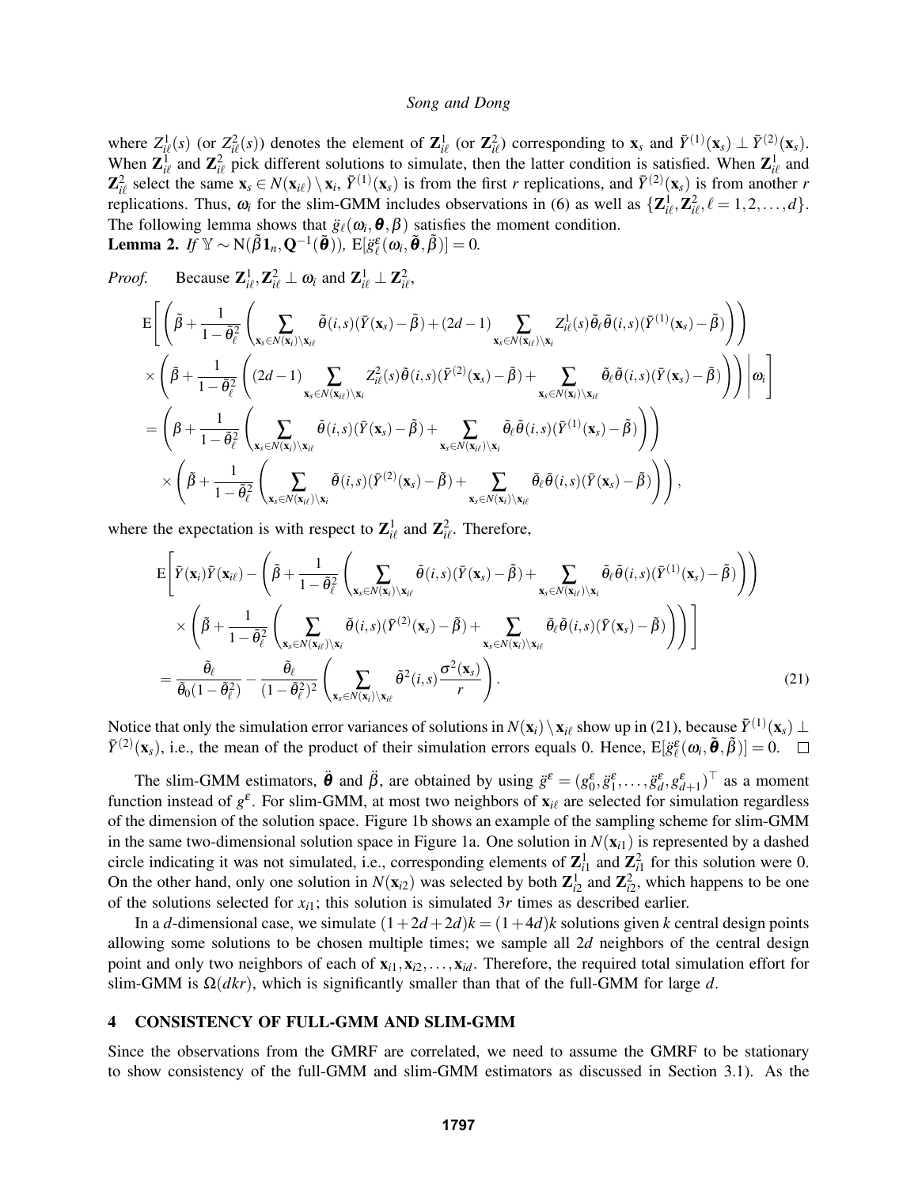where $Z^1_{i\ell}(s)$ (or $Z^2_{i\ell}(s)$) denotes the element of $\mathbf{Z}^1_{i\ell}$ (or $\mathbf{Z}^2_{i\ell}$) corresponding to $\mathbf{x}_s$ and $\bar{Y}^{(1)}(\mathbf{x}_s) \perp \bar{Y}^{(2)}(\mathbf{x}_s)$. When $\mathbf{Z}^1_{i\ell}$ and $\mathbf{Z}^2_{i\ell}$ pick different solutions to simulate, then the latter condition is satisfied. When $\mathbf{Z}^1_{i\ell}$ and $\mathbf{Z}^2_{i\ell}$ select the same $\mathbf{x}_s \in N(\mathbf{x}_{i\ell}) \setminus \mathbf{x}_i$, $\bar{Y}^{(1)}(\mathbf{x}_s)$ is from the first $r$ replications, and $\bar{Y}^{(2)}(\mathbf{x}_s)$ is from another $r$ replications. Thus, $\omega_i$ for the slim-GMM includes observations in (6) as well as $\{\mathbf{Z}^1_{i\ell}, \mathbf{Z}^2_{i\ell}, \ell = 1,2,\ldots,d\}$. The following lemma shows that $\ddot{g}_\ell(\omega_i, \boldsymbol{\theta}, \beta)$ satisfies the moment condition.

**Lemma 2.** *If* $\mathbb{Y} \sim \mathrm{N}(\tilde{\beta}\mathbf{1}_n, \mathbf{Q}^{-1}(\tilde{\boldsymbol{\theta}}))$*,* $\mathrm{E}[\ddot{g}^\varepsilon_\ell(\omega_i, \tilde{\boldsymbol{\theta}}, \tilde{\beta})] = 0$*.*

*Proof.* Because $\mathbf{Z}^1_{i\ell}, \mathbf{Z}^2_{i\ell} \perp \omega_i$ and $\mathbf{Z}^1_{i\ell} \perp \mathbf{Z}^2_{i\ell}$,

$$
\begin{aligned}
&\mathrm{E}\Bigg[\Bigg(\tilde{\beta} + \frac{1}{1-\tilde{\theta}_\ell^2}\Bigg(\sum_{\mathbf{x}_s \in N(\mathbf{x}_i)\setminus \mathbf{x}_{i\ell}} \tilde{\theta}(i,s)(\bar{Y}(\mathbf{x}_s) - \tilde{\beta}) + (2d-1)\sum_{\mathbf{x}_s \in N(\mathbf{x}_{i\ell})\setminus \mathbf{x}_i} Z^1_{i\ell}(s)\tilde{\theta}_\ell \tilde{\theta}(i,s)(\bar{Y}^{(1)}(\mathbf{x}_s) - \tilde{\beta})\Bigg)\Bigg) \\
&\times \Bigg(\tilde{\beta} + \frac{1}{1-\tilde{\theta}_\ell^2}\Bigg((2d-1)\sum_{\mathbf{x}_s \in N(\mathbf{x}_{i\ell})\setminus \mathbf{x}_i} Z^2_{i\ell}(s)\tilde{\theta}(i,s)(\bar{Y}^{(2)}(\mathbf{x}_s) - \tilde{\beta}) + \sum_{\mathbf{x}_s \in N(\mathbf{x}_i)\setminus \mathbf{x}_{i\ell}} \tilde{\theta}_\ell \tilde{\theta}(i,s)(\bar{Y}(\mathbf{x}_s) - \tilde{\beta})\Bigg)\Bigg) \Bigg| \omega_i\Bigg] \\
&= \Bigg(\beta + \frac{1}{1-\tilde{\theta}_\ell^2}\Bigg(\sum_{\mathbf{x}_s \in N(\mathbf{x}_i)\setminus \mathbf{x}_{i\ell}} \tilde{\theta}(i,s)(\bar{Y}(\mathbf{x}_s) - \tilde{\beta}) + \sum_{\mathbf{x}_s \in N(\mathbf{x}_{i\ell})\setminus \mathbf{x}_i} \tilde{\theta}_\ell \tilde{\theta}(i,s)(\bar{Y}^{(1)}(\mathbf{x}_s) - \tilde{\beta})\Bigg)\Bigg) \\
&\quad \times \Bigg(\tilde{\beta} + \frac{1}{1-\tilde{\theta}_\ell^2}\Bigg(\sum_{\mathbf{x}_s \in N(\mathbf{x}_{i\ell})\setminus \mathbf{x}_i} \tilde{\theta}(i,s)(\bar{Y}^{(2)}(\mathbf{x}_s) - \tilde{\beta}) + \sum_{\mathbf{x}_s \in N(\mathbf{x}_i)\setminus \mathbf{x}_{i\ell}} \tilde{\theta}_\ell \tilde{\theta}(i,s)(\bar{Y}(\mathbf{x}_s) - \tilde{\beta})\Bigg)\Bigg),
\end{aligned}
$$

where the expectation is with respect to $\mathbf{Z}^1_{i\ell}$ and $\mathbf{Z}^2_{i\ell}$. Therefore,

$$
\begin{aligned}
&\mathrm{E}\Bigg[\bar{Y}(\mathbf{x}_i)\bar{Y}(\mathbf{x}_{i\ell}) - \Bigg(\tilde{\beta} + \frac{1}{1-\tilde{\theta}_\ell^2}\Bigg(\sum_{\mathbf{x}_s \in N(\mathbf{x}_i)\setminus \mathbf{x}_{i\ell}} \tilde{\theta}(i,s)(\bar{Y}(\mathbf{x}_s) - \tilde{\beta}) + \sum_{\mathbf{x}_s \in N(\mathbf{x}_{i\ell})\setminus \mathbf{x}_i} \tilde{\theta}_\ell \tilde{\theta}(i,s)(\bar{Y}^{(1)}(\mathbf{x}_s) - \tilde{\beta})\Bigg)\Bigg) \\
&\quad \times \Bigg(\tilde{\beta} + \frac{1}{1-\tilde{\theta}_\ell^2}\Bigg(\sum_{\mathbf{x}_s \in N(\mathbf{x}_{i\ell})\setminus \mathbf{x}_i} \tilde{\theta}(i,s)(\bar{Y}^{(2)}(\mathbf{x}_s) - \tilde{\beta}) + \sum_{\mathbf{x}_s \in N(\mathbf{x}_i)\setminus \mathbf{x}_{i\ell}} \tilde{\theta}_\ell \tilde{\theta}(i,s)(\bar{Y}(\mathbf{x}_s) - \tilde{\beta})\Bigg)\Bigg)\Bigg] \\
&= \frac{\tilde{\theta}_\ell}{\tilde{\theta}_0(1-\tilde{\theta}_\ell^2)} - \frac{\tilde{\theta}_\ell}{(1-\tilde{\theta}_\ell^2)^2}\Bigg(\sum_{\mathbf{x}_s \in N(\mathbf{x}_i)\setminus \mathbf{x}_{i\ell}} \tilde{\theta}^2(i,s)\frac{\sigma^2(\mathbf{x}_s)}{r}\Bigg).
\end{aligned}
\tag{21}
$$

Notice that only the simulation error variances of solutions in $N(\mathbf{x}_i) \setminus \mathbf{x}_{i\ell}$ show up in (21), because $\bar{Y}^{(1)}(\mathbf{x}_s) \perp \bar{Y}^{(2)}(\mathbf{x}_s)$, i.e., the mean of the product of their simulation errors equals 0. Hence, $\mathrm{E}[\ddot{g}^\varepsilon_\ell(\omega_i, \tilde{\boldsymbol{\theta}}, \tilde{\beta})] = 0$. □

The slim-GMM estimators, $\ddot{\boldsymbol{\theta}}$ and $\ddot{\beta}$, are obtained by using $\ddot{g}^\varepsilon = (g^\varepsilon_0, \ddot{g}^\varepsilon_1, \ldots, \ddot{g}^\varepsilon_d, g^\varepsilon_{d+1})^\top$ as a moment function instead of $g^\varepsilon$. For slim-GMM, at most two neighbors of $\mathbf{x}_{i\ell}$ are selected for simulation regardless of the dimension of the solution space. Figure 1b shows an example of the sampling scheme for slim-GMM in the same two-dimensional solution space in Figure 1a. One solution in $N(\mathbf{x}_{i1})$ is represented by a dashed circle indicating it was not simulated, i.e., corresponding elements of $\mathbf{Z}^1_{i1}$ and $\mathbf{Z}^2_{i1}$ for this solution were 0. On the other hand, only one solution in $N(\mathbf{x}_{i2})$ was selected by both $\mathbf{Z}^1_{i2}$ and $\mathbf{Z}^2_{i2}$, which happens to be one of the solutions selected for $x_{i1}$; this solution is simulated $3r$ times as described earlier.

In a $d$-dimensional case, we simulate $(1+2d+2d)k = (1+4d)k$ solutions given $k$ central design points allowing some solutions to be chosen multiple times; we sample all $2d$ neighbors of the central design point and only two neighbors of each of $\mathbf{x}_{i1}, \mathbf{x}_{i2}, \ldots, \mathbf{x}_{id}$. Therefore, the required total simulation effort for slim-GMM is $\Omega(dkr)$, which is significantly smaller than that of the full-GMM for large $d$.

## 4 CONSISTENCY OF FULL-GMM AND SLIM-GMM

Since the observations from the GMRF are correlated, we need to assume the GMRF to be stationary to show consistency of the full-GMM and slim-GMM estimators as discussed in Section 3.1). As the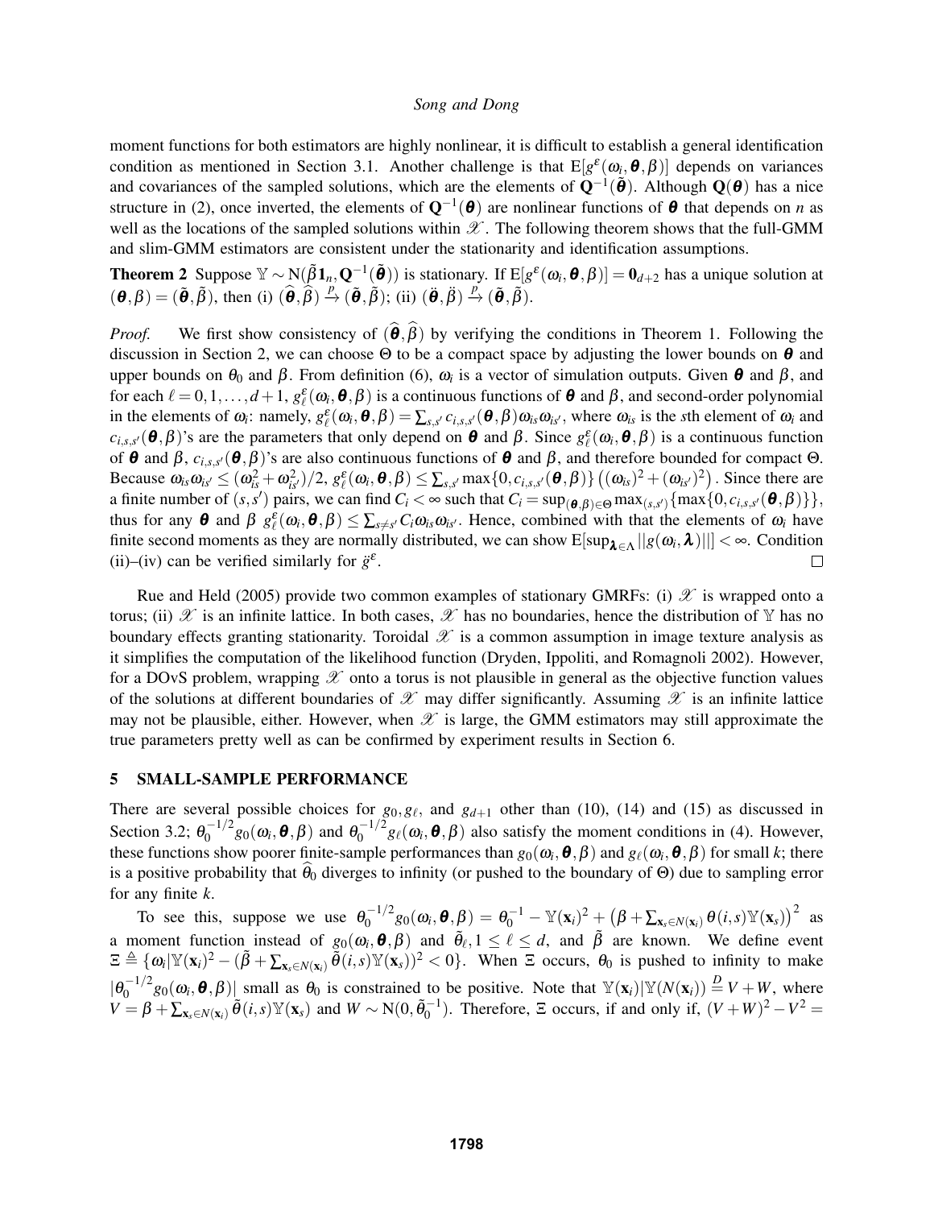moment functions for both estimators are highly nonlinear, it is difficult to establish a general identification condition as mentioned in Section 3.1. Another challenge is that $\mathrm{E}[g^{\varepsilon}(\omega_i, \boldsymbol{\theta}, \beta)]$ depends on variances and covariances of the sampled solutions, which are the elements of $\mathbf{Q}^{-1}(\tilde{\boldsymbol{\theta}})$. Although $\mathbf{Q}(\boldsymbol{\theta})$ has a nice structure in (2), once inverted, the elements of $\mathbf{Q}^{-1}(\boldsymbol{\theta})$ are nonlinear functions of $\boldsymbol{\theta}$ that depends on $n$ as well as the locations of the sampled solutions within $\mathscr{X}$. The following theorem shows that the full-GMM and slim-GMM estimators are consistent under the stationarity and identification assumptions.

**Theorem 2** Suppose $\mathbb{Y} \sim \mathrm{N}(\tilde{\beta}\mathbf{1}_n, \mathbf{Q}^{-1}(\tilde{\boldsymbol{\theta}}))$ is stationary. If $\mathrm{E}[g^{\varepsilon}(\omega_i, \boldsymbol{\theta}, \beta)] = \mathbf{0}_{d+2}$ has a unique solution at $(\boldsymbol{\theta}, \beta) = (\tilde{\boldsymbol{\theta}}, \tilde{\beta})$, then (i) $(\widehat{\boldsymbol{\theta}}, \widehat{\beta}) \xrightarrow{p} (\tilde{\boldsymbol{\theta}}, \tilde{\beta})$; (ii) $(\ddot{\boldsymbol{\theta}}, \ddot{\beta}) \xrightarrow{p} (\tilde{\boldsymbol{\theta}}, \tilde{\beta})$.

*Proof.* We first show consistency of $(\widehat{\boldsymbol{\theta}}, \widehat{\beta})$ by verifying the conditions in Theorem 1. Following the discussion in Section 2, we can choose $\Theta$ to be a compact space by adjusting the lower bounds on $\boldsymbol{\theta}$ and upper bounds on $\theta_0$ and $\beta$. From definition (6), $\omega_i$ is a vector of simulation outputs. Given $\boldsymbol{\theta}$ and $\beta$, and for each $\ell = 0, 1, \ldots, d+1$, $g^{\varepsilon}_{\ell}(\omega_i, \boldsymbol{\theta}, \beta)$ is a continuous functions of $\boldsymbol{\theta}$ and $\beta$, and second-order polynomial in the elements of $\omega_i$: namely, $g^{\varepsilon}_{\ell}(\omega_i, \boldsymbol{\theta}, \beta) = \sum_{s,s'} c_{i,s,s'}(\boldsymbol{\theta}, \beta)\omega_{is}\omega_{is'}$, where $\omega_{is}$ is the $s$th element of $\omega_i$ and $c_{i,s,s'}(\boldsymbol{\theta}, \beta)$'s are the parameters that only depend on $\boldsymbol{\theta}$ and $\beta$. Since $g^{\varepsilon}_{\ell}(\omega_i, \boldsymbol{\theta}, \beta)$ is a continuous function of $\boldsymbol{\theta}$ and $\beta$, $c_{i,s,s'}(\boldsymbol{\theta}, \beta)$'s are also continuous functions of $\boldsymbol{\theta}$ and $\beta$, and therefore bounded for compact $\Theta$. Because $\omega_{is}\omega_{is'} \leq (\omega_{is}^2 + \omega_{is'}^2)/2$, $g^{\varepsilon}_{\ell}(\omega_i, \boldsymbol{\theta}, \beta) \leq \sum_{s,s'} \max\{0, c_{i,s,s'}(\boldsymbol{\theta}, \beta)\}\left((\omega_{is})^2 + (\omega_{is'})^2\right)$. Since there are a finite number of $(s,s')$ pairs, we can find $C_i < \infty$ such that $C_i = \sup_{(\boldsymbol{\theta},\beta)\in\Theta} \max_{(s,s')}\{\max\{0, c_{i,s,s'}(\boldsymbol{\theta}, \beta)\}\}$, thus for any $\boldsymbol{\theta}$ and $\beta$ $g^{\varepsilon}_{\ell}(\omega_i, \boldsymbol{\theta}, \beta) \leq \sum_{s \neq s'} C_i \omega_{is}\omega_{is'}$. Hence, combined with that the elements of $\omega_i$ have finite second moments as they are normally distributed, we can show $\mathrm{E}[\sup_{\boldsymbol{\lambda}\in\Lambda} ||g(\omega_i, \boldsymbol{\lambda})||] < \infty$. Condition (ii)–(iv) can be verified similarly for $\ddot{g}^{\varepsilon}$. □

Rue and Held (2005) provide two common examples of stationary GMRFs: (i) $\mathscr{X}$ is wrapped onto a torus; (ii) $\mathscr{X}$ is an infinite lattice. In both cases, $\mathscr{X}$ has no boundaries, hence the distribution of $\mathbb{Y}$ has no boundary effects granting stationarity. Toroidal $\mathscr{X}$ is a common assumption in image texture analysis as it simplifies the computation of the likelihood function (Dryden, Ippoliti, and Romagnoli 2002). However, for a DOvS problem, wrapping $\mathscr{X}$ onto a torus is not plausible in general as the objective function values of the solutions at different boundaries of $\mathscr{X}$ may differ significantly. Assuming $\mathscr{X}$ is an infinite lattice may not be plausible, either. However, when $\mathscr{X}$ is large, the GMM estimators may still approximate the true parameters pretty well as can be confirmed by experiment results in Section 6.

## 5 SMALL-SAMPLE PERFORMANCE

There are several possible choices for $g_0, g_\ell$, and $g_{d+1}$ other than (10), (14) and (15) as discussed in Section 3.2; $\theta_0^{-1/2} g_0(\omega_i, \boldsymbol{\theta}, \beta)$ and $\theta_0^{-1/2} g_\ell(\omega_i, \boldsymbol{\theta}, \beta)$ also satisfy the moment conditions in (4). However, these functions show poorer finite-sample performances than $g_0(\omega_i, \boldsymbol{\theta}, \beta)$ and $g_\ell(\omega_i, \boldsymbol{\theta}, \beta)$ for small $k$; there is a positive probability that $\widehat{\theta}_0$ diverges to infinity (or pushed to the boundary of $\Theta$) due to sampling error for any finite $k$.

To see this, suppose we use $\theta_0^{-1/2} g_0(\omega_i, \boldsymbol{\theta}, \beta) = \theta_0^{-1} - \mathbb{Y}(\mathbf{x}_i)^2 + \left(\beta + \sum_{\mathbf{x}_s \in N(\mathbf{x}_i)} \theta(i,s)\mathbb{Y}(\mathbf{x}_s)\right)^2$ as a moment function instead of $g_0(\omega_i, \boldsymbol{\theta}, \beta)$ and $\tilde{\theta}_\ell, 1 \leq \ell \leq d$, and $\tilde{\beta}$ are known. We define event $\Xi \triangleq \{\omega_i | \mathbb{Y}(\mathbf{x}_i)^2 - (\tilde{\beta} + \sum_{\mathbf{x}_s \in N(\mathbf{x}_i)} \tilde{\theta}(i,s)\mathbb{Y}(\mathbf{x}_s))^2 < 0\}$. When $\Xi$ occurs, $\theta_0$ is pushed to infinity to make $|\theta_0^{-1/2} g_0(\omega_i, \boldsymbol{\theta}, \beta)|$ small as $\theta_0$ is constrained to be positive. Note that $\mathbb{Y}(\mathbf{x}_i)|\mathbb{Y}(N(\mathbf{x}_i)) \stackrel{D}{=} V + W$, where $V = \beta + \sum_{\mathbf{x}_s \in N(\mathbf{x}_i)} \tilde{\theta}(i,s)\mathbb{Y}(\mathbf{x}_s)$ and $W \sim \mathrm{N}(0, \tilde{\theta}_0^{-1})$. Therefore, $\Xi$ occurs, if and only if, $(V+W)^2 - V^2 =$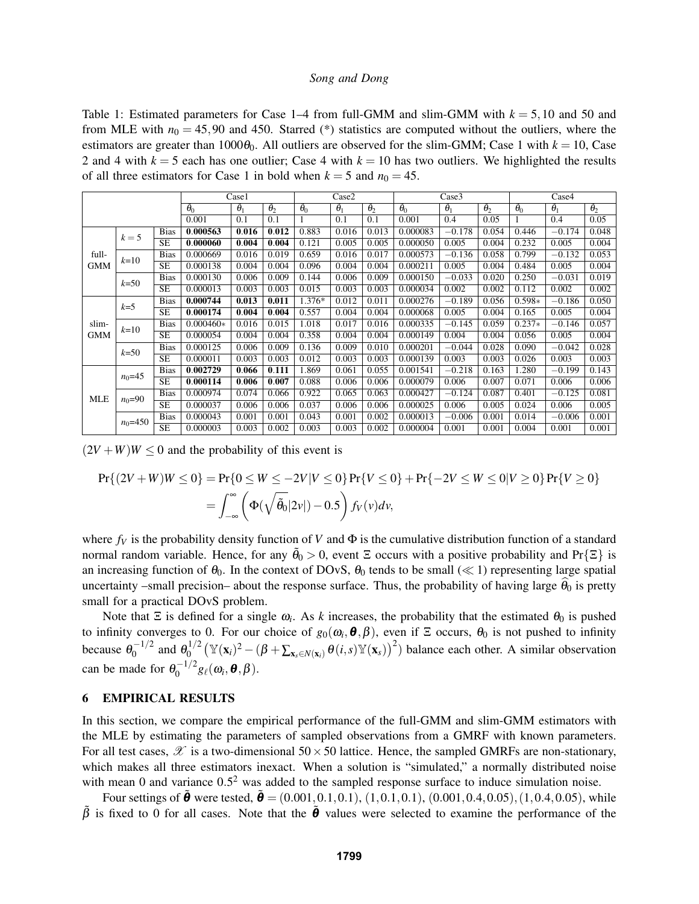Table 1: Estimated parameters for Case 1–4 from full-GMM and slim-GMM with $k = 5, 10$ and 50 and from MLE with $n_0 = 45, 90$ and 450. Starred (*) statistics are computed without the outliers, where the estimators are greater than $1000\theta_0$. All outliers are observed for the slim-GMM; Case 1 with $k = 10$, Case 2 and 4 with $k = 5$ each has one outlier; Case 4 with $k = 10$ has two outliers. We highlighted the results of all three estimators for Case 1 in bold when $k = 5$ and $n_0 = 45$.

| | | | Case1 | | | Case2 | | | Case3 | | | Case4 | | |
|---|---|---|---|---|---|---|---|---|---|---|---|---|---|---|
| | | | $\theta_0$ | $\theta_1$ | $\theta_2$ | $\theta_0$ | $\theta_1$ | $\theta_2$ | $\theta_0$ | $\theta_1$ | $\theta_2$ | $\theta_0$ | $\theta_1$ | $\theta_2$ |
| | | | 0.001 | 0.1 | 0.1 | 1 | 0.1 | 0.1 | 0.001 | 0.4 | 0.05 | 1 | 0.4 | 0.05 |
| full-GMM | $k=5$ | Bias | **0.000563** | **0.016** | **0.012** | 0.883 | 0.016 | 0.013 | 0.000083 | $-0.178$ | 0.054 | 0.446 | $-0.174$ | 0.048 |
| | | SE | **0.000060** | **0.004** | **0.004** | 0.121 | 0.005 | 0.005 | 0.000050 | 0.005 | 0.004 | 0.232 | 0.005 | 0.004 |
| | $k$=10 | Bias | 0.000669 | 0.016 | 0.019 | 0.659 | 0.016 | 0.017 | 0.000573 | $-0.136$ | 0.058 | 0.799 | $-0.132$ | 0.053 |
| | | SE | 0.000138 | 0.004 | 0.004 | 0.096 | 0.004 | 0.004 | 0.000211 | 0.005 | 0.004 | 0.484 | 0.005 | 0.004 |
| | $k$=50 | Bias | 0.000130 | 0.006 | 0.009 | 0.144 | 0.006 | 0.009 | 0.000150 | $-0.033$ | 0.020 | 0.250 | $-0.031$ | 0.019 |
| | | SE | 0.000013 | 0.003 | 0.003 | 0.015 | 0.003 | 0.003 | 0.000034 | 0.002 | 0.002 | 0.112 | 0.002 | 0.002 |
| slim-GMM | $k$=5 | Bias | **0.000744** | **0.013** | **0.011** | 1.376* | 0.012 | 0.011 | 0.000276 | $-0.189$ | 0.056 | 0.598* | $-0.186$ | 0.050 |
| | | SE | **0.000174** | **0.004** | **0.004** | 0.557 | 0.004 | 0.004 | 0.000068 | 0.005 | 0.004 | 0.165 | 0.005 | 0.004 |
| | $k$=10 | Bias | 0.000460* | 0.016 | 0.015 | 1.018 | 0.017 | 0.016 | 0.000335 | $-0.145$ | 0.059 | 0.237* | $-0.146$ | 0.057 |
| | | SE | 0.000054 | 0.004 | 0.004 | 0.358 | 0.004 | 0.004 | 0.000149 | 0.004 | 0.004 | 0.056 | 0.005 | 0.004 |
| | $k$=50 | Bias | 0.000125 | 0.006 | 0.009 | 0.136 | 0.009 | 0.010 | 0.000201 | $-0.044$ | 0.028 | 0.090 | $-0.042$ | 0.028 |
| | | SE | 0.000011 | 0.003 | 0.003 | 0.012 | 0.003 | 0.003 | 0.000139 | 0.003 | 0.003 | 0.026 | 0.003 | 0.003 |
| MLE | $n_0$=45 | Bias | **0.002729** | **0.066** | **0.111** | 1.869 | 0.061 | 0.055 | 0.001541 | $-0.218$ | 0.163 | 1.280 | $-0.199$ | 0.143 |
| | | SE | **0.000114** | **0.006** | **0.007** | 0.088 | 0.006 | 0.006 | 0.000079 | 0.006 | 0.007 | 0.071 | 0.006 | 0.006 |
| | $n_0$=90 | Bias | 0.000974 | 0.074 | 0.066 | 0.922 | 0.065 | 0.063 | 0.000427 | $-0.124$ | 0.087 | 0.401 | $-0.125$ | 0.081 |
| | | SE | 0.000037 | 0.006 | 0.006 | 0.037 | 0.006 | 0.006 | 0.000025 | 0.006 | 0.005 | 0.024 | 0.006 | 0.005 |
| | $n_0$=450 | Bias | 0.000043 | 0.001 | 0.001 | 0.043 | 0.001 | 0.002 | 0.000013 | $-0.006$ | 0.001 | 0.014 | $-0.006$ | 0.001 |
| | | SE | 0.000003 | 0.003 | 0.002 | 0.003 | 0.003 | 0.002 | 0.000004 | 0.001 | 0.001 | 0.004 | 0.001 | 0.001 |

$(2V + W)W \leq 0$ and the probability of this event is

$$\Pr\{(2V+W)W \leq 0\} = \Pr\{0 \leq W \leq -2V | V \leq 0\}\Pr\{V \leq 0\} + \Pr\{-2V \leq W \leq 0 | V \geq 0\}\Pr\{V \geq 0\}$$
$$= \int_{-\infty}^{\infty} \left( \Phi(\sqrt{\tilde{\theta}_0}|2v|) - 0.5 \right) f_V(v) dv,$$

where $f_V$ is the probability density function of $V$ and $\Phi$ is the cumulative distribution function of a standard normal random variable. Hence, for any $\tilde{\theta}_0 > 0$, event $\Xi$ occurs with a positive probability and $\Pr\{\Xi\}$ is an increasing function of $\theta_0$. In the context of DOvS, $\theta_0$ tends to be small ($\ll 1$) representing large spatial uncertainty –small precision– about the response surface. Thus, the probability of having large $\widehat{\theta}_0$ is pretty small for a practical DOvS problem.

Note that $\Xi$ is defined for a single $\omega_i$. As $k$ increases, the probability that the estimated $\theta_0$ is pushed to infinity converges to 0. For our choice of $g_0(\omega_i, \boldsymbol{\theta}, \beta)$, even if $\Xi$ occurs, $\theta_0$ is not pushed to infinity because $\theta_0^{-1/2}$ and $\theta_0^{1/2}\left(\mathbb{Y}(\mathbf{x}_i)^2 - (\beta + \sum_{\mathbf{x}_s \in N(\mathbf{x}_i)} \theta(i,s)\mathbb{Y}(\mathbf{x}_s))^2\right)$ balance each other. A similar observation can be made for $\theta_0^{-1/2} g_\ell(\omega_i, \boldsymbol{\theta}, \beta)$.

## 6 EMPIRICAL RESULTS

In this section, we compare the empirical performance of the full-GMM and slim-GMM estimators with the MLE by estimating the parameters of sampled observations from a GMRF with known parameters. For all test cases, $\mathscr{X}$ is a two-dimensional $50 \times 50$ lattice. Hence, the sampled GMRFs are non-stationary, which makes all three estimators inexact. When a solution is "simulated," a normally distributed noise with mean 0 and variance $0.5^2$ was added to the sampled response surface to induce simulation noise.

Four settings of $\tilde{\boldsymbol{\theta}}$ were tested, $\tilde{\boldsymbol{\theta}} = (0.001, 0.1, 0.1), (1, 0.1, 0.1), (0.001, 0.4, 0.05), (1, 0.4, 0.05)$, while $\tilde{\beta}$ is fixed to 0 for all cases. Note that the $\tilde{\boldsymbol{\theta}}$ values were selected to examine the performance of the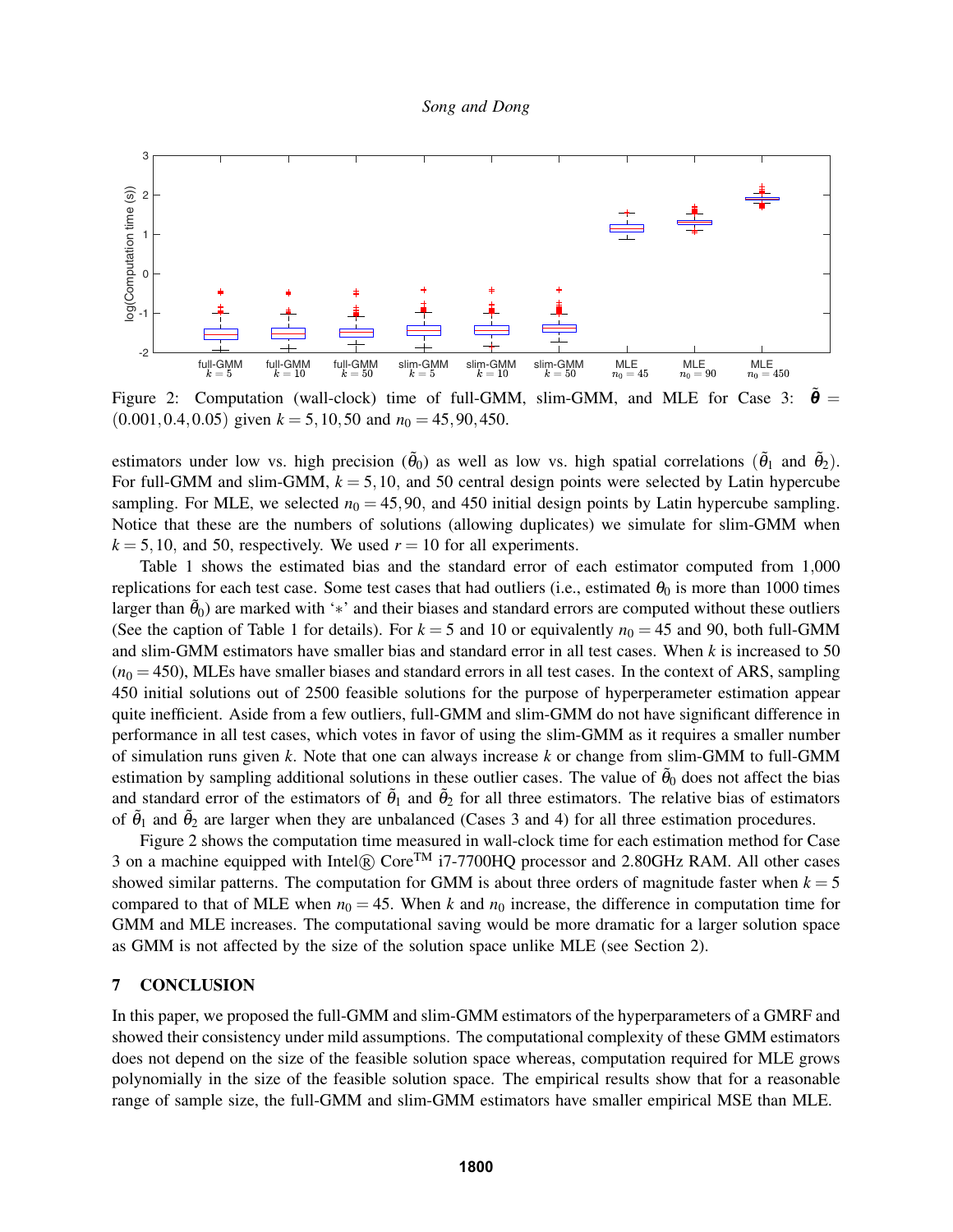Figure 2: Computation (wall-clock) time of full-GMM, slim-GMM, and MLE for Case 3: $\tilde{\boldsymbol{\theta}} = (0.001, 0.4, 0.05)$ given $k = 5, 10, 50$ and $n_0 = 45, 90, 450$.

estimators under low vs. high precision ($\tilde{\theta}_0$) as well as low vs. high spatial correlations ($\tilde{\theta}_1$ and $\tilde{\theta}_2$). For full-GMM and slim-GMM, $k = 5, 10$, and 50 central design points were selected by Latin hypercube sampling. For MLE, we selected $n_0 = 45, 90$, and 450 initial design points by Latin hypercube sampling. Notice that these are the numbers of solutions (allowing duplicates) we simulate for slim-GMM when $k = 5, 10$, and 50, respectively. We used $r = 10$ for all experiments.

Table 1 shows the estimated bias and the standard error of each estimator computed from 1,000 replications for each test case. Some test cases that had outliers (i.e., estimated $\theta_0$ is more than 1000 times larger than $\tilde{\theta}_0$) are marked with '$*$' and their biases and standard errors are computed without these outliers (See the caption of Table 1 for details). For $k = 5$ and 10 or equivalently $n_0 = 45$ and 90, both full-GMM and slim-GMM estimators have smaller bias and standard error in all test cases. When $k$ is increased to 50 ($n_0 = 450$), MLEs have smaller biases and standard errors in all test cases. In the context of ARS, sampling 450 initial solutions out of 2500 feasible solutions for the purpose of hyperperameter estimation appear quite inefficient. Aside from a few outliers, full-GMM and slim-GMM do not have significant difference in performance in all test cases, which votes in favor of using the slim-GMM as it requires a smaller number of simulation runs given $k$. Note that one can always increase $k$ or change from slim-GMM to full-GMM estimation by sampling additional solutions in these outlier cases. The value of $\tilde{\theta}_0$ does not affect the bias and standard error of the estimators of $\tilde{\theta}_1$ and $\tilde{\theta}_2$ for all three estimators. The relative bias of estimators of $\tilde{\theta}_1$ and $\tilde{\theta}_2$ are larger when they are unbalanced (Cases 3 and 4) for all three estimation procedures.

Figure 2 shows the computation time measured in wall-clock time for each estimation method for Case 3 on a machine equipped with Intel® Core™ i7-7700HQ processor and 2.80GHz RAM. All other cases showed similar patterns. The computation for GMM is about three orders of magnitude faster when $k = 5$ compared to that of MLE when $n_0 = 45$. When $k$ and $n_0$ increase, the difference in computation time for GMM and MLE increases. The computational saving would be more dramatic for a larger solution space as GMM is not affected by the size of the solution space unlike MLE (see Section 2).

## 7 CONCLUSION

In this paper, we proposed the full-GMM and slim-GMM estimators of the hyperparameters of a GMRF and showed their consistency under mild assumptions. The computational complexity of these GMM estimators does not depend on the size of the feasible solution space whereas, computation required for MLE grows polynomially in the size of the feasible solution space. The empirical results show that for a reasonable range of sample size, the full-GMM and slim-GMM estimators have smaller empirical MSE than MLE.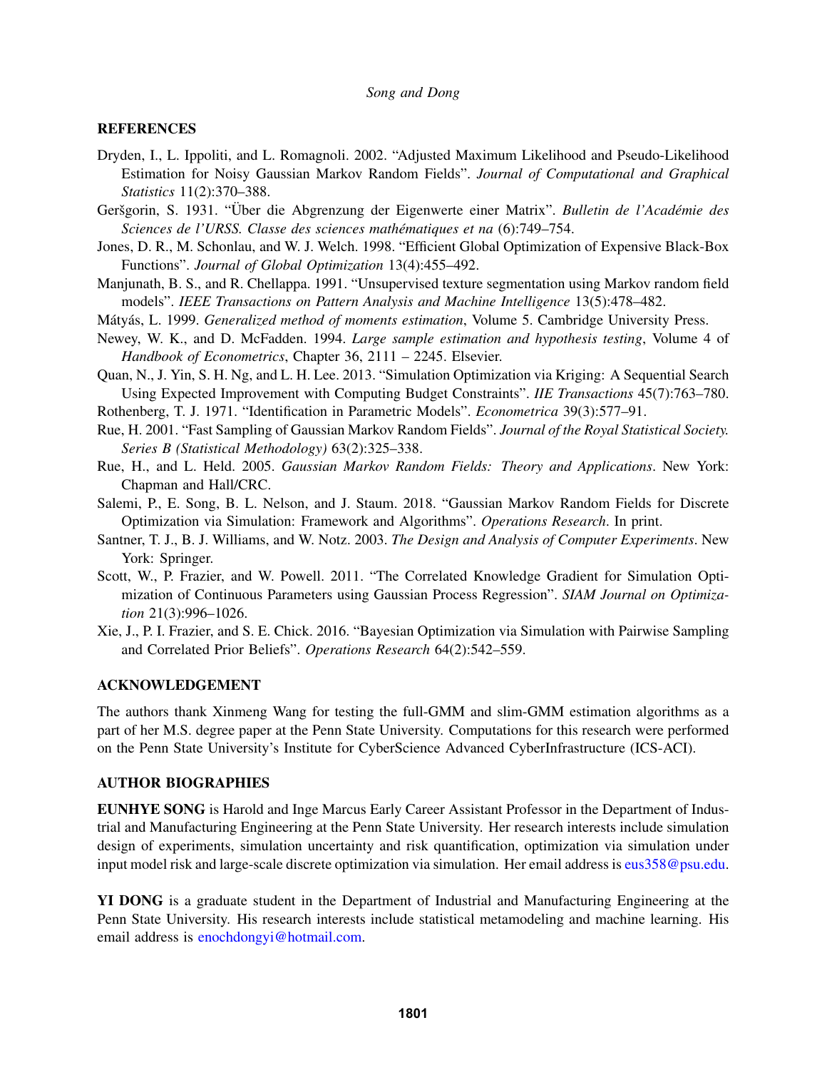## REFERENCES

Dryden, I., L. Ippoliti, and L. Romagnoli. 2002. "Adjusted Maximum Likelihood and Pseudo-Likelihood Estimation for Noisy Gaussian Markov Random Fields". *Journal of Computational and Graphical Statistics* 11(2):370–388.

Geršgorin, S. 1931. "Über die Abgrenzung der Eigenwerte einer Matrix". *Bulletin de l'Académie des Sciences de l'URSS. Classe des sciences mathématiques et na* (6):749–754.

Jones, D. R., M. Schonlau, and W. J. Welch. 1998. "Efficient Global Optimization of Expensive Black-Box Functions". *Journal of Global Optimization* 13(4):455–492.

Manjunath, B. S., and R. Chellappa. 1991. "Unsupervised texture segmentation using Markov random field models". *IEEE Transactions on Pattern Analysis and Machine Intelligence* 13(5):478–482.

Mátyás, L. 1999. *Generalized method of moments estimation*, Volume 5. Cambridge University Press.

Newey, W. K., and D. McFadden. 1994. *Large sample estimation and hypothesis testing*, Volume 4 of *Handbook of Econometrics*, Chapter 36, 2111 – 2245. Elsevier.

Quan, N., J. Yin, S. H. Ng, and L. H. Lee. 2013. "Simulation Optimization via Kriging: A Sequential Search Using Expected Improvement with Computing Budget Constraints". *IIE Transactions* 45(7):763–780.

Rothenberg, T. J. 1971. "Identification in Parametric Models". *Econometrica* 39(3):577–91.

Rue, H. 2001. "Fast Sampling of Gaussian Markov Random Fields". *Journal of the Royal Statistical Society. Series B (Statistical Methodology)* 63(2):325–338.

Rue, H., and L. Held. 2005. *Gaussian Markov Random Fields: Theory and Applications*. New York: Chapman and Hall/CRC.

Salemi, P., E. Song, B. L. Nelson, and J. Staum. 2018. "Gaussian Markov Random Fields for Discrete Optimization via Simulation: Framework and Algorithms". *Operations Research*. In print.

Santner, T. J., B. J. Williams, and W. Notz. 2003. *The Design and Analysis of Computer Experiments*. New York: Springer.

Scott, W., P. Frazier, and W. Powell. 2011. "The Correlated Knowledge Gradient for Simulation Optimization of Continuous Parameters using Gaussian Process Regression". *SIAM Journal on Optimization* 21(3):996–1026.

Xie, J., P. I. Frazier, and S. E. Chick. 2016. "Bayesian Optimization via Simulation with Pairwise Sampling and Correlated Prior Beliefs". *Operations Research* 64(2):542–559.

## ACKNOWLEDGEMENT

The authors thank Xinmeng Wang for testing the full-GMM and slim-GMM estimation algorithms as a part of her M.S. degree paper at the Penn State University. Computations for this research were performed on the Penn State University's Institute for CyberScience Advanced CyberInfrastructure (ICS-ACI).

## AUTHOR BIOGRAPHIES

**EUNHYE SONG** is Harold and Inge Marcus Early Career Assistant Professor in the Department of Industrial and Manufacturing Engineering at the Penn State University. Her research interests include simulation design of experiments, simulation uncertainty and risk quantification, optimization via simulation under input model risk and large-scale discrete optimization via simulation. Her email address is eus358@psu.edu.

**YI DONG** is a graduate student in the Department of Industrial and Manufacturing Engineering at the Penn State University. His research interests include statistical metamodeling and machine learning. His email address is enochdongyi@hotmail.com.